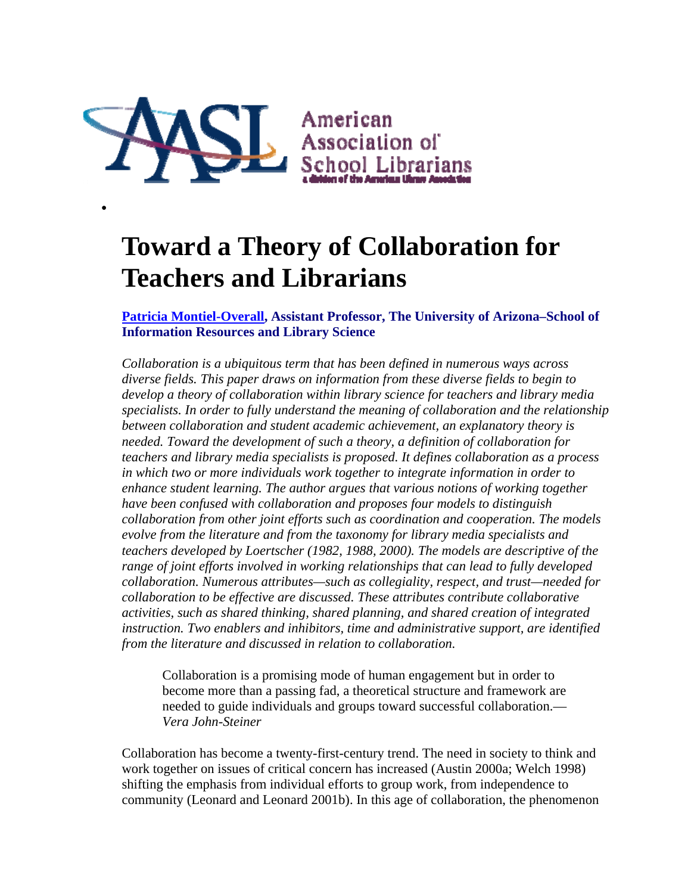American Association of School Librarians
a division of the American Library Association

# Toward a Theory of Collaboration for Teachers and Librarians

**[Patricia Montiel-Overall](), Assistant Professor, The University of Arizona–School of Information Resources and Library Science**

*Collaboration is a ubiquitous term that has been defined in numerous ways across diverse fields. This paper draws on information from these diverse fields to begin to develop a theory of collaboration within library science for teachers and library media specialists. In order to fully understand the meaning of collaboration and the relationship between collaboration and student academic achievement, an explanatory theory is needed. Toward the development of such a theory, a definition of collaboration for teachers and library media specialists is proposed. It defines collaboration as a process in which two or more individuals work together to integrate information in order to enhance student learning. The author argues that various notions of working together have been confused with collaboration and proposes four models to distinguish collaboration from other joint efforts such as coordination and cooperation. The models evolve from the literature and from the taxonomy for library media specialists and teachers developed by Loertscher (1982, 1988, 2000). The models are descriptive of the range of joint efforts involved in working relationships that can lead to fully developed collaboration. Numerous attributes—such as collegiality, respect, and trust—needed for collaboration to be effective are discussed. These attributes contribute collaborative activities, such as shared thinking, shared planning, and shared creation of integrated instruction. Two enablers and inhibitors, time and administrative support, are identified from the literature and discussed in relation to collaboration.*

> Collaboration is a promising mode of human engagement but in order to become more than a passing fad, a theoretical structure and framework are needed to guide individuals and groups toward successful collaboration.—*Vera John-Steiner*

Collaboration has become a twenty-first-century trend. The need in society to think and work together on issues of critical concern has increased (Austin 2000a; Welch 1998) shifting the emphasis from individual efforts to group work, from independence to community (Leonard and Leonard 2001b). In this age of collaboration, the phenomenon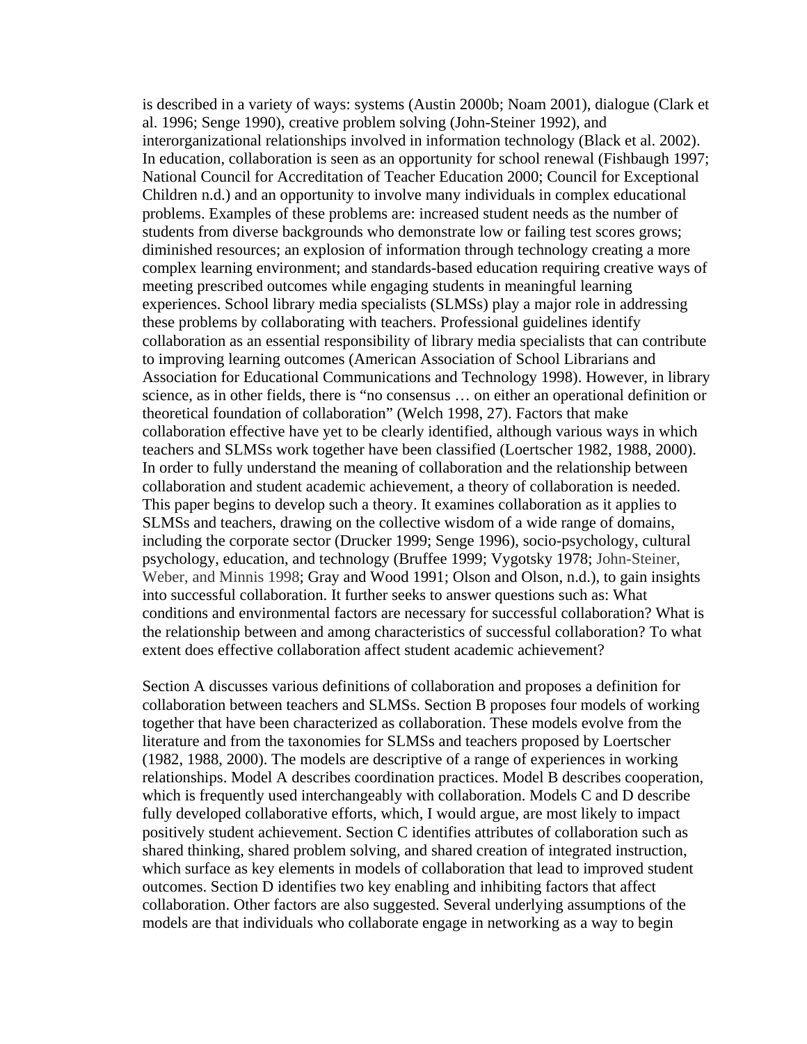is described in a variety of ways: systems (Austin 2000b; Noam 2001), dialogue (Clark et al. 1996; Senge 1990), creative problem solving (John-Steiner 1992), and interorganizational relationships involved in information technology (Black et al. 2002). In education, collaboration is seen as an opportunity for school renewal (Fishbaugh 1997; National Council for Accreditation of Teacher Education 2000; Council for Exceptional Children n.d.) and an opportunity to involve many individuals in complex educational problems. Examples of these problems are: increased student needs as the number of students from diverse backgrounds who demonstrate low or failing test scores grows; diminished resources; an explosion of information through technology creating a more complex learning environment; and standards-based education requiring creative ways of meeting prescribed outcomes while engaging students in meaningful learning experiences. School library media specialists (SLMSs) play a major role in addressing these problems by collaborating with teachers. Professional guidelines identify collaboration as an essential responsibility of library media specialists that can contribute to improving learning outcomes (American Association of School Librarians and Association for Educational Communications and Technology 1998). However, in library science, as in other fields, there is "no consensus … on either an operational definition or theoretical foundation of collaboration" (Welch 1998, 27). Factors that make collaboration effective have yet to be clearly identified, although various ways in which teachers and SLMSs work together have been classified (Loertscher 1982, 1988, 2000). In order to fully understand the meaning of collaboration and the relationship between collaboration and student academic achievement, a theory of collaboration is needed. This paper begins to develop such a theory. It examines collaboration as it applies to SLMSs and teachers, drawing on the collective wisdom of a wide range of domains, including the corporate sector (Drucker 1999; Senge 1996), socio-psychology, cultural psychology, education, and technology (Bruffee 1999; Vygotsky 1978; John-Steiner, Weber, and Minnis 1998; Gray and Wood 1991; Olson and Olson, n.d.), to gain insights into successful collaboration. It further seeks to answer questions such as: What conditions and environmental factors are necessary for successful collaboration? What is the relationship between and among characteristics of successful collaboration? To what extent does effective collaboration affect student academic achievement?

Section A discusses various definitions of collaboration and proposes a definition for collaboration between teachers and SLMSs. Section B proposes four models of working together that have been characterized as collaboration. These models evolve from the literature and from the taxonomies for SLMSs and teachers proposed by Loertscher (1982, 1988, 2000). The models are descriptive of a range of experiences in working relationships. Model A describes coordination practices. Model B describes cooperation, which is frequently used interchangeably with collaboration. Models C and D describe fully developed collaborative efforts, which, I would argue, are most likely to impact positively student achievement. Section C identifies attributes of collaboration such as shared thinking, shared problem solving, and shared creation of integrated instruction, which surface as key elements in models of collaboration that lead to improved student outcomes. Section D identifies two key enabling and inhibiting factors that affect collaboration. Other factors are also suggested. Several underlying assumptions of the models are that individuals who collaborate engage in networking as a way to begin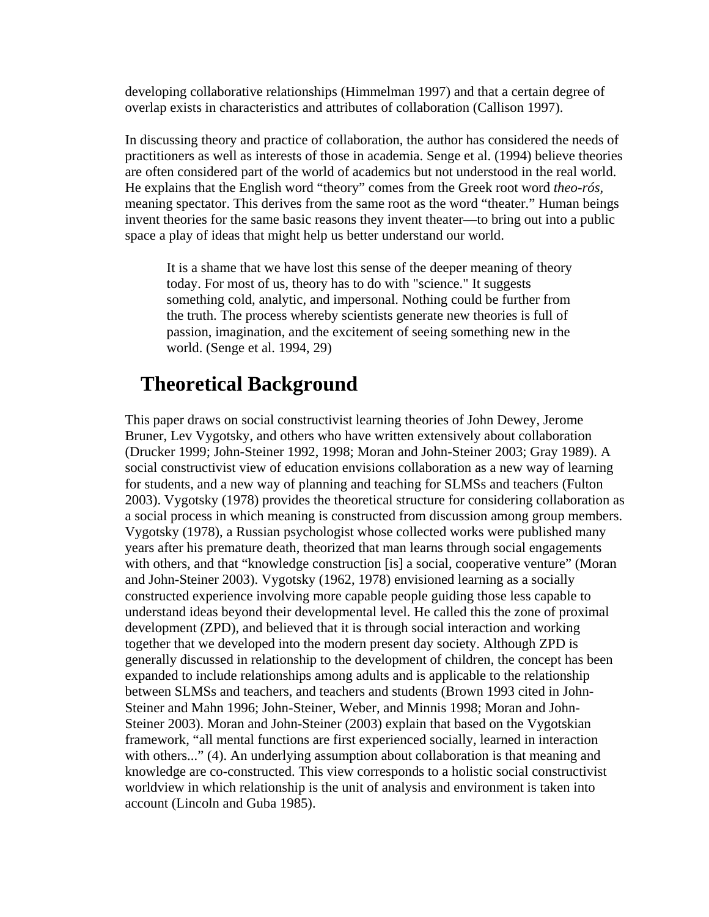developing collaborative relationships (Himmelman 1997) and that a certain degree of overlap exists in characteristics and attributes of collaboration (Callison 1997).

In discussing theory and practice of collaboration, the author has considered the needs of practitioners as well as interests of those in academia. Senge et al. (1994) believe theories are often considered part of the world of academics but not understood in the real world. He explains that the English word "theory" comes from the Greek root word *theo-rós*, meaning spectator. This derives from the same root as the word "theater." Human beings invent theories for the same basic reasons they invent theater—to bring out into a public space a play of ideas that might help us better understand our world.

> It is a shame that we have lost this sense of the deeper meaning of theory today. For most of us, theory has to do with "science." It suggests something cold, analytic, and impersonal. Nothing could be further from the truth. The process whereby scientists generate new theories is full of passion, imagination, and the excitement of seeing something new in the world. (Senge et al. 1994, 29)

## Theoretical Background

This paper draws on social constructivist learning theories of John Dewey, Jerome Bruner, Lev Vygotsky, and others who have written extensively about collaboration (Drucker 1999; John-Steiner 1992, 1998; Moran and John-Steiner 2003; Gray 1989). A social constructivist view of education envisions collaboration as a new way of learning for students, and a new way of planning and teaching for SLMSs and teachers (Fulton 2003). Vygotsky (1978) provides the theoretical structure for considering collaboration as a social process in which meaning is constructed from discussion among group members. Vygotsky (1978), a Russian psychologist whose collected works were published many years after his premature death, theorized that man learns through social engagements with others, and that "knowledge construction [is] a social, cooperative venture" (Moran and John-Steiner 2003). Vygotsky (1962, 1978) envisioned learning as a socially constructed experience involving more capable people guiding those less capable to understand ideas beyond their developmental level. He called this the zone of proximal development (ZPD), and believed that it is through social interaction and working together that we developed into the modern present day society. Although ZPD is generally discussed in relationship to the development of children, the concept has been expanded to include relationships among adults and is applicable to the relationship between SLMSs and teachers, and teachers and students (Brown 1993 cited in John-Steiner and Mahn 1996; John-Steiner, Weber, and Minnis 1998; Moran and John-Steiner 2003). Moran and John-Steiner (2003) explain that based on the Vygotskian framework, "all mental functions are first experienced socially, learned in interaction with others..." (4). An underlying assumption about collaboration is that meaning and knowledge are co-constructed. This view corresponds to a holistic social constructivist worldview in which relationship is the unit of analysis and environment is taken into account (Lincoln and Guba 1985).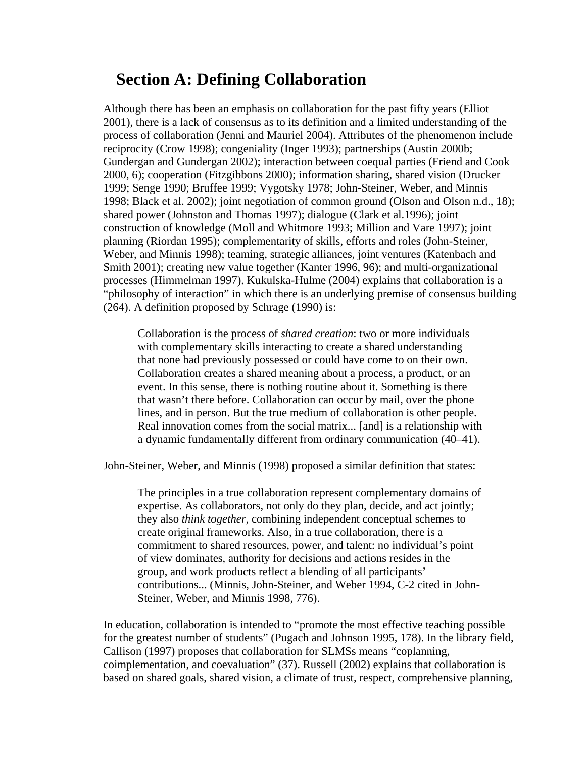## Section A: Defining Collaboration

Although there has been an emphasis on collaboration for the past fifty years (Elliot 2001), there is a lack of consensus as to its definition and a limited understanding of the process of collaboration (Jenni and Mauriel 2004). Attributes of the phenomenon include reciprocity (Crow 1998); congeniality (Inger 1993); partnerships (Austin 2000b; Gundergan and Gundergan 2002); interaction between coequal parties (Friend and Cook 2000, 6); cooperation (Fitzgibbons 2000); information sharing, shared vision (Drucker 1999; Senge 1990; Bruffee 1999; Vygotsky 1978; John-Steiner, Weber, and Minnis 1998; Black et al. 2002); joint negotiation of common ground (Olson and Olson n.d., 18); shared power (Johnston and Thomas 1997); dialogue (Clark et al.1996); joint construction of knowledge (Moll and Whitmore 1993; Million and Vare 1997); joint planning (Riordan 1995); complementarity of skills, efforts and roles (John-Steiner, Weber, and Minnis 1998); teaming, strategic alliances, joint ventures (Katenbach and Smith 2001); creating new value together (Kanter 1996, 96); and multi-organizational processes (Himmelman 1997). Kukulska-Hulme (2004) explains that collaboration is a "philosophy of interaction" in which there is an underlying premise of consensus building (264). A definition proposed by Schrage (1990) is:

> Collaboration is the process of *shared creation*: two or more individuals with complementary skills interacting to create a shared understanding that none had previously possessed or could have come to on their own. Collaboration creates a shared meaning about a process, a product, or an event. In this sense, there is nothing routine about it. Something is there that wasn't there before. Collaboration can occur by mail, over the phone lines, and in person. But the true medium of collaboration is other people. Real innovation comes from the social matrix... [and] is a relationship with a dynamic fundamentally different from ordinary communication (40–41).

John-Steiner, Weber, and Minnis (1998) proposed a similar definition that states:

> The principles in a true collaboration represent complementary domains of expertise. As collaborators, not only do they plan, decide, and act jointly; they also *think together,* combining independent conceptual schemes to create original frameworks. Also, in a true collaboration, there is a commitment to shared resources, power, and talent: no individual's point of view dominates, authority for decisions and actions resides in the group, and work products reflect a blending of all participants' contributions... (Minnis, John-Steiner, and Weber 1994, C-2 cited in John-Steiner, Weber, and Minnis 1998, 776).

In education, collaboration is intended to "promote the most effective teaching possible for the greatest number of students" (Pugach and Johnson 1995, 178). In the library field, Callison (1997) proposes that collaboration for SLMSs means "coplanning, coimplementation, and coevaluation" (37). Russell (2002) explains that collaboration is based on shared goals, shared vision, a climate of trust, respect, comprehensive planning,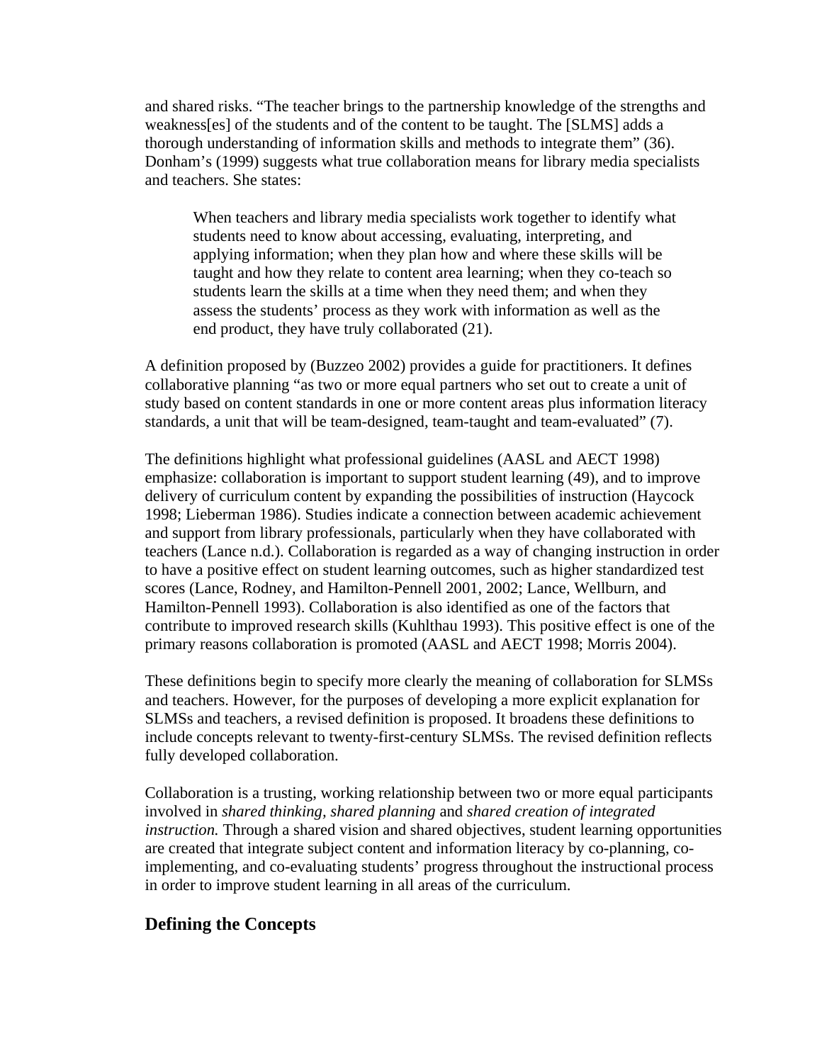and shared risks. “The teacher brings to the partnership knowledge of the strengths and weakness[es] of the students and of the content to be taught. The [SLMS] adds a thorough understanding of information skills and methods to integrate them” (36). Donham’s (1999) suggests what true collaboration means for library media specialists and teachers. She states:

> When teachers and library media specialists work together to identify what students need to know about accessing, evaluating, interpreting, and applying information; when they plan how and where these skills will be taught and how they relate to content area learning; when they co-teach so students learn the skills at a time when they need them; and when they assess the students’ process as they work with information as well as the end product, they have truly collaborated (21).

A definition proposed by (Buzzeo 2002) provides a guide for practitioners. It defines collaborative planning “as two or more equal partners who set out to create a unit of study based on content standards in one or more content areas plus information literacy standards, a unit that will be team-designed, team-taught and team-evaluated” (7).

The definitions highlight what professional guidelines (AASL and AECT 1998) emphasize: collaboration is important to support student learning (49), and to improve delivery of curriculum content by expanding the possibilities of instruction (Haycock 1998; Lieberman 1986). Studies indicate a connection between academic achievement and support from library professionals, particularly when they have collaborated with teachers (Lance n.d.). Collaboration is regarded as a way of changing instruction in order to have a positive effect on student learning outcomes, such as higher standardized test scores (Lance, Rodney, and Hamilton-Pennell 2001, 2002; Lance, Wellburn, and Hamilton-Pennell 1993). Collaboration is also identified as one of the factors that contribute to improved research skills (Kuhlthau 1993). This positive effect is one of the primary reasons collaboration is promoted (AASL and AECT 1998; Morris 2004).

These definitions begin to specify more clearly the meaning of collaboration for SLMSs and teachers. However, for the purposes of developing a more explicit explanation for SLMSs and teachers, a revised definition is proposed. It broadens these definitions to include concepts relevant to twenty-first-century SLMSs. The revised definition reflects fully developed collaboration.

Collaboration is a trusting, working relationship between two or more equal participants involved in *shared thinking, shared planning* and *shared creation of integrated instruction.* Through a shared vision and shared objectives, student learning opportunities are created that integrate subject content and information literacy by co-planning, co-implementing, and co-evaluating students’ progress throughout the instructional process in order to improve student learning in all areas of the curriculum.

## Defining the Concepts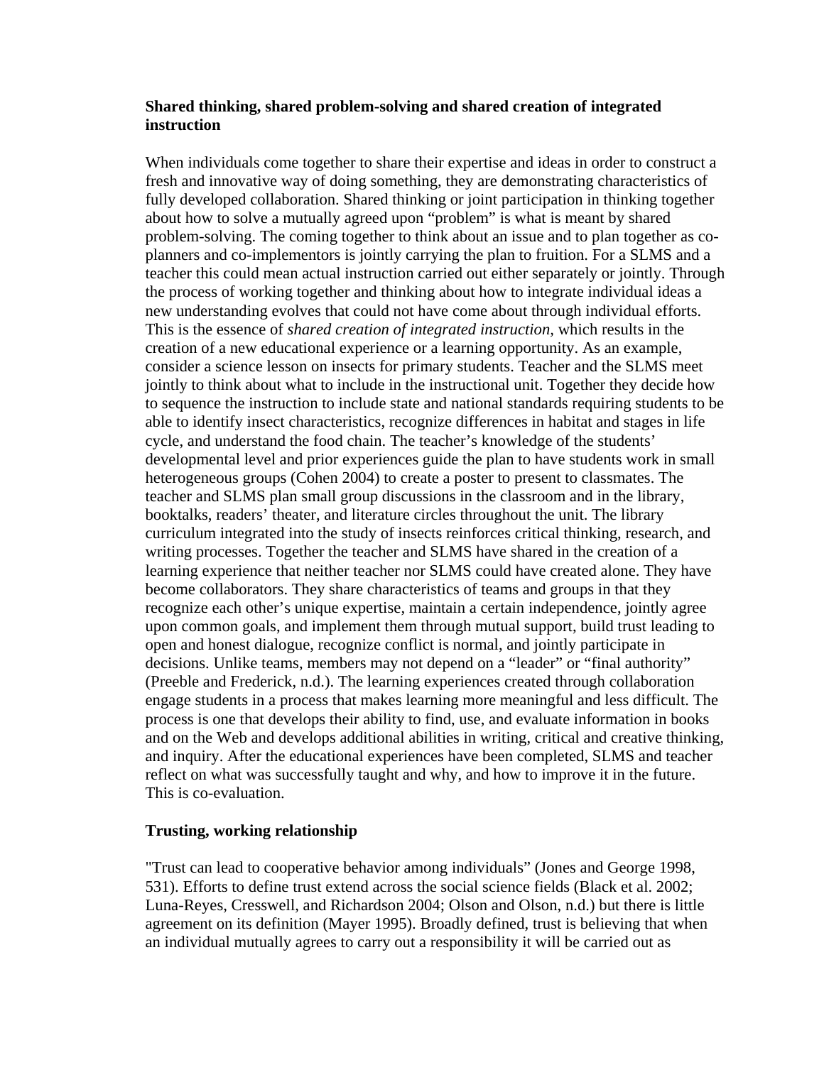**Shared thinking, shared problem-solving and shared creation of integrated instruction**

When individuals come together to share their expertise and ideas in order to construct a fresh and innovative way of doing something, they are demonstrating characteristics of fully developed collaboration. Shared thinking or joint participation in thinking together about how to solve a mutually agreed upon "problem" is what is meant by shared problem-solving. The coming together to think about an issue and to plan together as co-planners and co-implementors is jointly carrying the plan to fruition. For a SLMS and a teacher this could mean actual instruction carried out either separately or jointly. Through the process of working together and thinking about how to integrate individual ideas a new understanding evolves that could not have come about through individual efforts. This is the essence of *shared creation of integrated instruction,* which results in the creation of a new educational experience or a learning opportunity. As an example, consider a science lesson on insects for primary students. Teacher and the SLMS meet jointly to think about what to include in the instructional unit. Together they decide how to sequence the instruction to include state and national standards requiring students to be able to identify insect characteristics, recognize differences in habitat and stages in life cycle, and understand the food chain. The teacher's knowledge of the students' developmental level and prior experiences guide the plan to have students work in small heterogeneous groups (Cohen 2004) to create a poster to present to classmates. The teacher and SLMS plan small group discussions in the classroom and in the library, booktalks, readers' theater, and literature circles throughout the unit. The library curriculum integrated into the study of insects reinforces critical thinking, research, and writing processes. Together the teacher and SLMS have shared in the creation of a learning experience that neither teacher nor SLMS could have created alone. They have become collaborators. They share characteristics of teams and groups in that they recognize each other's unique expertise, maintain a certain independence, jointly agree upon common goals, and implement them through mutual support, build trust leading to open and honest dialogue, recognize conflict is normal, and jointly participate in decisions. Unlike teams, members may not depend on a "leader" or "final authority" (Preeble and Frederick, n.d.). The learning experiences created through collaboration engage students in a process that makes learning more meaningful and less difficult. The process is one that develops their ability to find, use, and evaluate information in books and on the Web and develops additional abilities in writing, critical and creative thinking, and inquiry. After the educational experiences have been completed, SLMS and teacher reflect on what was successfully taught and why, and how to improve it in the future. This is co-evaluation.

**Trusting, working relationship**

"Trust can lead to cooperative behavior among individuals" (Jones and George 1998, 531). Efforts to define trust extend across the social science fields (Black et al. 2002; Luna-Reyes, Cresswell, and Richardson 2004; Olson and Olson, n.d.) but there is little agreement on its definition (Mayer 1995). Broadly defined, trust is believing that when an individual mutually agrees to carry out a responsibility it will be carried out as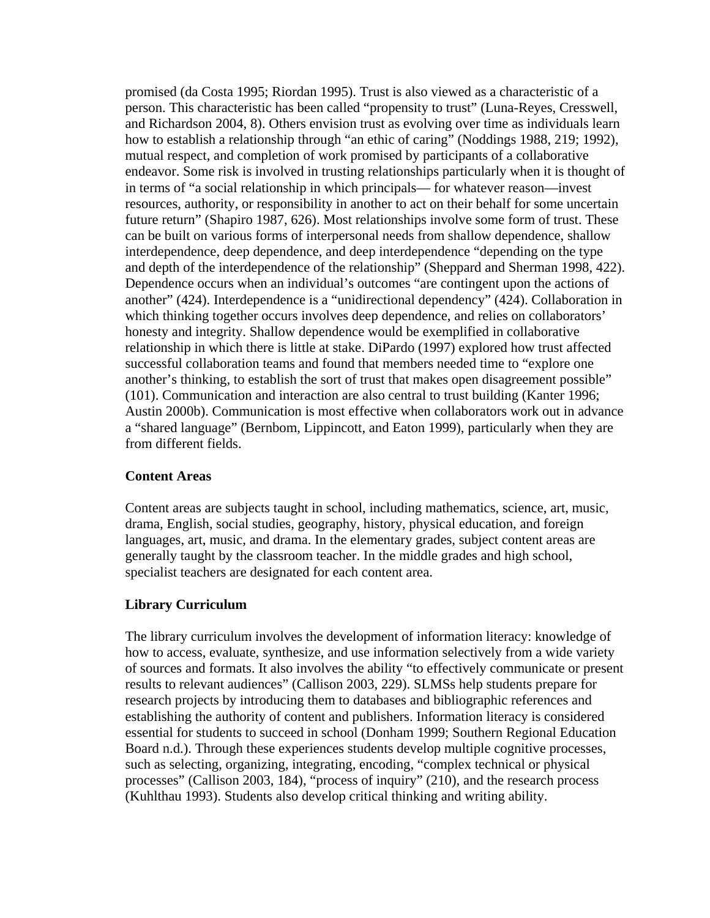promised (da Costa 1995; Riordan 1995). Trust is also viewed as a characteristic of a person. This characteristic has been called "propensity to trust" (Luna-Reyes, Cresswell, and Richardson 2004, 8). Others envision trust as evolving over time as individuals learn how to establish a relationship through "an ethic of caring" (Noddings 1988, 219; 1992), mutual respect, and completion of work promised by participants of a collaborative endeavor. Some risk is involved in trusting relationships particularly when it is thought of in terms of "a social relationship in which principals— for whatever reason—invest resources, authority, or responsibility in another to act on their behalf for some uncertain future return" (Shapiro 1987, 626). Most relationships involve some form of trust. These can be built on various forms of interpersonal needs from shallow dependence, shallow interdependence, deep dependence, and deep interdependence "depending on the type and depth of the interdependence of the relationship" (Sheppard and Sherman 1998, 422). Dependence occurs when an individual's outcomes "are contingent upon the actions of another" (424). Interdependence is a "unidirectional dependency" (424). Collaboration in which thinking together occurs involves deep dependence, and relies on collaborators' honesty and integrity. Shallow dependence would be exemplified in collaborative relationship in which there is little at stake. DiPardo (1997) explored how trust affected successful collaboration teams and found that members needed time to "explore one another's thinking, to establish the sort of trust that makes open disagreement possible" (101). Communication and interaction are also central to trust building (Kanter 1996; Austin 2000b). Communication is most effective when collaborators work out in advance a "shared language" (Bernbom, Lippincott, and Eaton 1999), particularly when they are from different fields.

**Content Areas**

Content areas are subjects taught in school, including mathematics, science, art, music, drama, English, social studies, geography, history, physical education, and foreign languages, art, music, and drama. In the elementary grades, subject content areas are generally taught by the classroom teacher. In the middle grades and high school, specialist teachers are designated for each content area.

**Library Curriculum**

The library curriculum involves the development of information literacy: knowledge of how to access, evaluate, synthesize, and use information selectively from a wide variety of sources and formats. It also involves the ability "to effectively communicate or present results to relevant audiences" (Callison 2003, 229). SLMSs help students prepare for research projects by introducing them to databases and bibliographic references and establishing the authority of content and publishers. Information literacy is considered essential for students to succeed in school (Donham 1999; Southern Regional Education Board n.d.). Through these experiences students develop multiple cognitive processes, such as selecting, organizing, integrating, encoding, "complex technical or physical processes" (Callison 2003, 184), "process of inquiry" (210), and the research process (Kuhlthau 1993). Students also develop critical thinking and writing ability.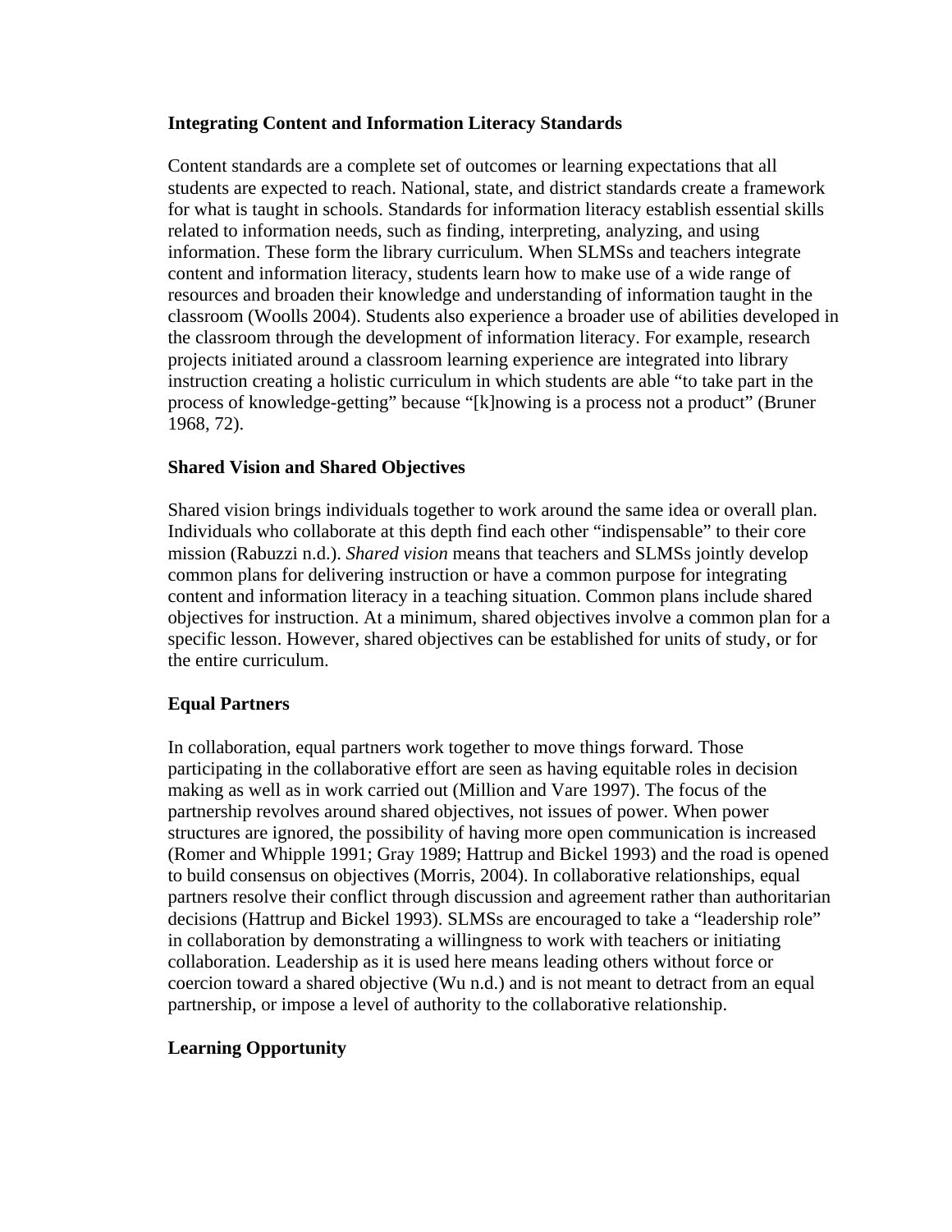**Integrating Content and Information Literacy Standards**

Content standards are a complete set of outcomes or learning expectations that all students are expected to reach. National, state, and district standards create a framework for what is taught in schools. Standards for information literacy establish essential skills related to information needs, such as finding, interpreting, analyzing, and using information. These form the library curriculum. When SLMSs and teachers integrate content and information literacy, students learn how to make use of a wide range of resources and broaden their knowledge and understanding of information taught in the classroom (Woolls 2004). Students also experience a broader use of abilities developed in the classroom through the development of information literacy. For example, research projects initiated around a classroom learning experience are integrated into library instruction creating a holistic curriculum in which students are able "to take part in the process of knowledge-getting" because "[k]nowing is a process not a product" (Bruner 1968, 72).

**Shared Vision and Shared Objectives**

Shared vision brings individuals together to work around the same idea or overall plan. Individuals who collaborate at this depth find each other "indispensable" to their core mission (Rabuzzi n.d.). *Shared vision* means that teachers and SLMSs jointly develop common plans for delivering instruction or have a common purpose for integrating content and information literacy in a teaching situation. Common plans include shared objectives for instruction. At a minimum, shared objectives involve a common plan for a specific lesson. However, shared objectives can be established for units of study, or for the entire curriculum.

**Equal Partners**

In collaboration, equal partners work together to move things forward. Those participating in the collaborative effort are seen as having equitable roles in decision making as well as in work carried out (Million and Vare 1997). The focus of the partnership revolves around shared objectives, not issues of power. When power structures are ignored, the possibility of having more open communication is increased (Romer and Whipple 1991; Gray 1989; Hattrup and Bickel 1993) and the road is opened to build consensus on objectives (Morris, 2004). In collaborative relationships, equal partners resolve their conflict through discussion and agreement rather than authoritarian decisions (Hattrup and Bickel 1993). SLMSs are encouraged to take a "leadership role" in collaboration by demonstrating a willingness to work with teachers or initiating collaboration. Leadership as it is used here means leading others without force or coercion toward a shared objective (Wu n.d.) and is not meant to detract from an equal partnership, or impose a level of authority to the collaborative relationship.

**Learning Opportunity**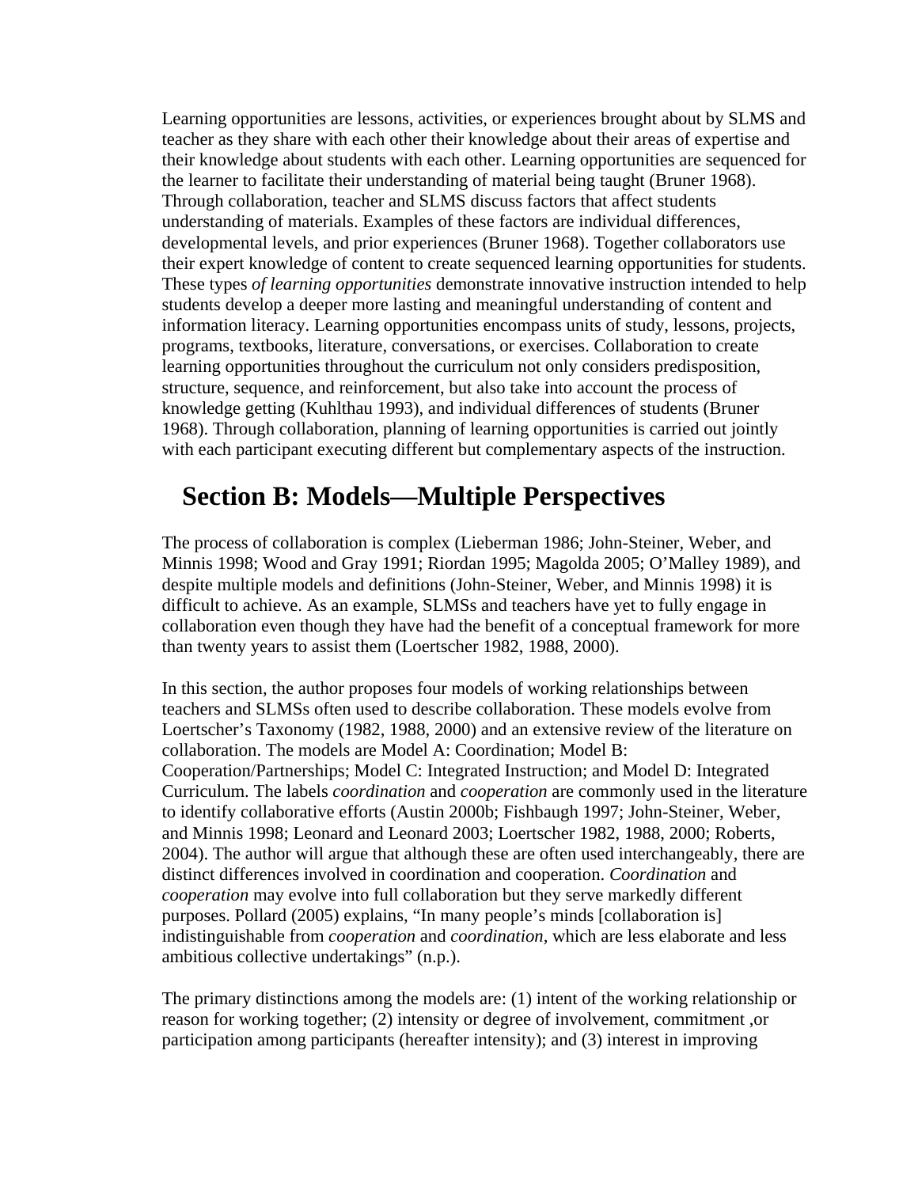Learning opportunities are lessons, activities, or experiences brought about by SLMS and teacher as they share with each other their knowledge about their areas of expertise and their knowledge about students with each other. Learning opportunities are sequenced for the learner to facilitate their understanding of material being taught (Bruner 1968). Through collaboration, teacher and SLMS discuss factors that affect students understanding of materials. Examples of these factors are individual differences, developmental levels, and prior experiences (Bruner 1968). Together collaborators use their expert knowledge of content to create sequenced learning opportunities for students. These types *of learning opportunities* demonstrate innovative instruction intended to help students develop a deeper more lasting and meaningful understanding of content and information literacy. Learning opportunities encompass units of study, lessons, projects, programs, textbooks, literature, conversations, or exercises. Collaboration to create learning opportunities throughout the curriculum not only considers predisposition, structure, sequence, and reinforcement, but also take into account the process of knowledge getting (Kuhlthau 1993), and individual differences of students (Bruner 1968). Through collaboration, planning of learning opportunities is carried out jointly with each participant executing different but complementary aspects of the instruction.

## Section B: Models—Multiple Perspectives

The process of collaboration is complex (Lieberman 1986; John-Steiner, Weber, and Minnis 1998; Wood and Gray 1991; Riordan 1995; Magolda 2005; O'Malley 1989), and despite multiple models and definitions (John-Steiner, Weber, and Minnis 1998) it is difficult to achieve. As an example, SLMSs and teachers have yet to fully engage in collaboration even though they have had the benefit of a conceptual framework for more than twenty years to assist them (Loertscher 1982, 1988, 2000).

In this section, the author proposes four models of working relationships between teachers and SLMSs often used to describe collaboration. These models evolve from Loertscher's Taxonomy (1982, 1988, 2000) and an extensive review of the literature on collaboration. The models are Model A: Coordination; Model B: Cooperation/Partnerships; Model C: Integrated Instruction; and Model D: Integrated Curriculum. The labels *coordination* and *cooperation* are commonly used in the literature to identify collaborative efforts (Austin 2000b; Fishbaugh 1997; John-Steiner, Weber, and Minnis 1998; Leonard and Leonard 2003; Loertscher 1982, 1988, 2000; Roberts, 2004). The author will argue that although these are often used interchangeably, there are distinct differences involved in coordination and cooperation. *Coordination* and *cooperation* may evolve into full collaboration but they serve markedly different purposes. Pollard (2005) explains, "In many people's minds [collaboration is] indistinguishable from *cooperation* and *coordination*, which are less elaborate and less ambitious collective undertakings" (n.p.).

The primary distinctions among the models are: (1) intent of the working relationship or reason for working together; (2) intensity or degree of involvement, commitment ,or participation among participants (hereafter intensity); and (3) interest in improving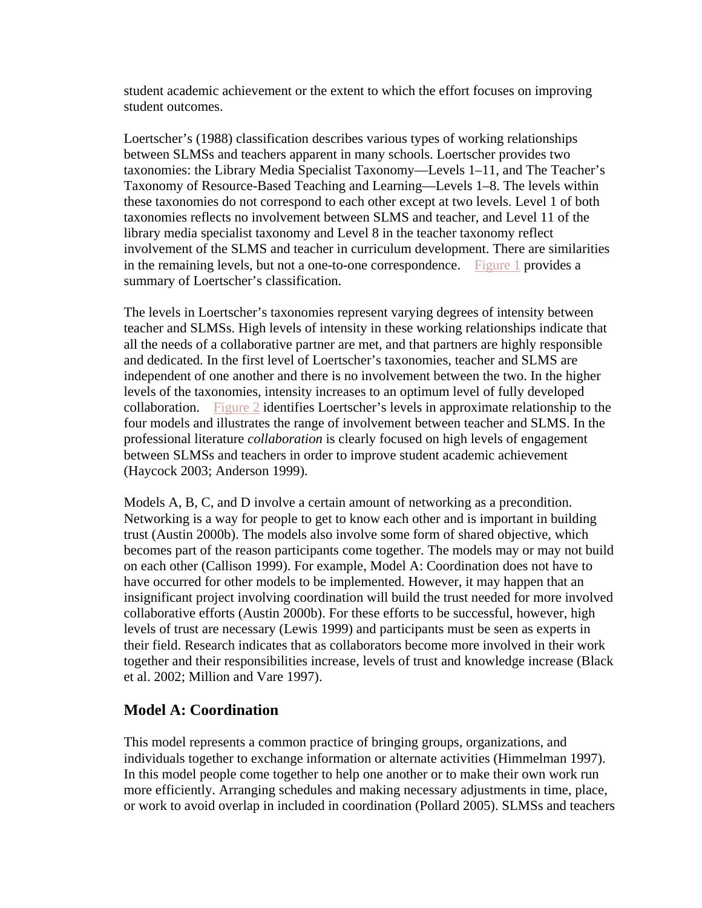student academic achievement or the extent to which the effort focuses on improving student outcomes.

Loertscher's (1988) classification describes various types of working relationships between SLMSs and teachers apparent in many schools. Loertscher provides two taxonomies: the Library Media Specialist Taxonomy—Levels 1–11, and The Teacher's Taxonomy of Resource-Based Teaching and Learning—Levels 1–8. The levels within these taxonomies do not correspond to each other except at two levels. Level 1 of both taxonomies reflects no involvement between SLMS and teacher, and Level 11 of the library media specialist taxonomy and Level 8 in the teacher taxonomy reflect involvement of the SLMS and teacher in curriculum development. There are similarities in the remaining levels, but not a one-to-one correspondence. Figure 1 provides a summary of Loertscher's classification.

The levels in Loertscher's taxonomies represent varying degrees of intensity between teacher and SLMSs. High levels of intensity in these working relationships indicate that all the needs of a collaborative partner are met, and that partners are highly responsible and dedicated. In the first level of Loertscher's taxonomies, teacher and SLMS are independent of one another and there is no involvement between the two. In the higher levels of the taxonomies, intensity increases to an optimum level of fully developed collaboration. Figure 2 identifies Loertscher's levels in approximate relationship to the four models and illustrates the range of involvement between teacher and SLMS. In the professional literature *collaboration* is clearly focused on high levels of engagement between SLMSs and teachers in order to improve student academic achievement (Haycock 2003; Anderson 1999).

Models A, B, C, and D involve a certain amount of networking as a precondition. Networking is a way for people to get to know each other and is important in building trust (Austin 2000b). The models also involve some form of shared objective, which becomes part of the reason participants come together. The models may or may not build on each other (Callison 1999). For example, Model A: Coordination does not have to have occurred for other models to be implemented. However, it may happen that an insignificant project involving coordination will build the trust needed for more involved collaborative efforts (Austin 2000b). For these efforts to be successful, however, high levels of trust are necessary (Lewis 1999) and participants must be seen as experts in their field. Research indicates that as collaborators become more involved in their work together and their responsibilities increase, levels of trust and knowledge increase (Black et al. 2002; Million and Vare 1997).

## Model A: Coordination

This model represents a common practice of bringing groups, organizations, and individuals together to exchange information or alternate activities (Himmelman 1997). In this model people come together to help one another or to make their own work run more efficiently. Arranging schedules and making necessary adjustments in time, place, or work to avoid overlap in included in coordination (Pollard 2005). SLMSs and teachers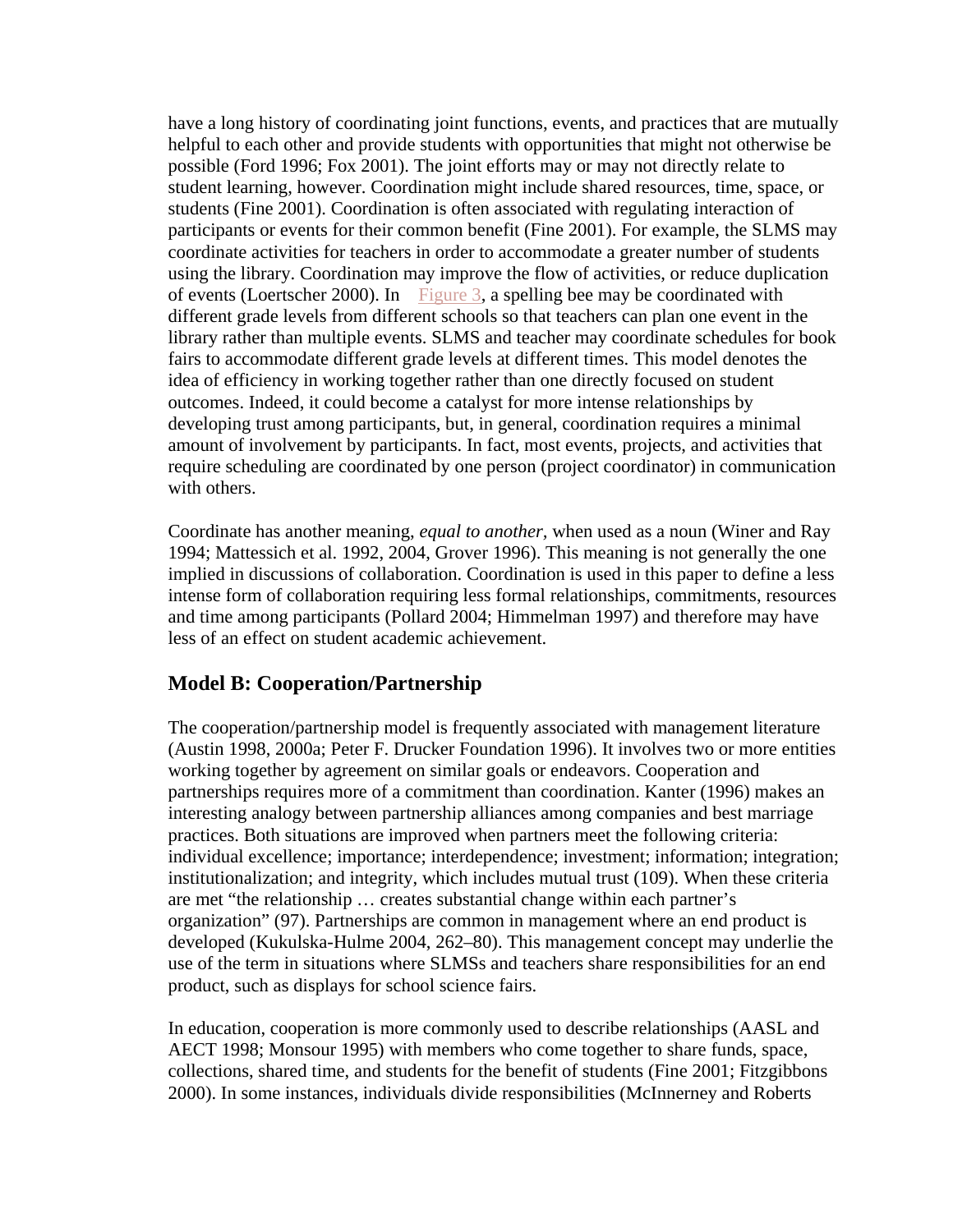have a long history of coordinating joint functions, events, and practices that are mutually helpful to each other and provide students with opportunities that might not otherwise be possible (Ford 1996; Fox 2001). The joint efforts may or may not directly relate to student learning, however. Coordination might include shared resources, time, space, or students (Fine 2001). Coordination is often associated with regulating interaction of participants or events for their common benefit (Fine 2001). For example, the SLMS may coordinate activities for teachers in order to accommodate a greater number of students using the library. Coordination may improve the flow of activities, or reduce duplication of events (Loertscher 2000). In Figure 3, a spelling bee may be coordinated with different grade levels from different schools so that teachers can plan one event in the library rather than multiple events. SLMS and teacher may coordinate schedules for book fairs to accommodate different grade levels at different times. This model denotes the idea of efficiency in working together rather than one directly focused on student outcomes. Indeed, it could become a catalyst for more intense relationships by developing trust among participants, but, in general, coordination requires a minimal amount of involvement by participants. In fact, most events, projects, and activities that require scheduling are coordinated by one person (project coordinator) in communication with others.

Coordinate has another meaning, *equal to another*, when used as a noun (Winer and Ray 1994; Mattessich et al. 1992, 2004, Grover 1996). This meaning is not generally the one implied in discussions of collaboration. Coordination is used in this paper to define a less intense form of collaboration requiring less formal relationships, commitments, resources and time among participants (Pollard 2004; Himmelman 1997) and therefore may have less of an effect on student academic achievement.

## Model B: Cooperation/Partnership

The cooperation/partnership model is frequently associated with management literature (Austin 1998, 2000a; Peter F. Drucker Foundation 1996). It involves two or more entities working together by agreement on similar goals or endeavors. Cooperation and partnerships requires more of a commitment than coordination. Kanter (1996) makes an interesting analogy between partnership alliances among companies and best marriage practices. Both situations are improved when partners meet the following criteria: individual excellence; importance; interdependence; investment; information; integration; institutionalization; and integrity, which includes mutual trust (109). When these criteria are met "the relationship … creates substantial change within each partner's organization" (97). Partnerships are common in management where an end product is developed (Kukulska-Hulme 2004, 262–80). This management concept may underlie the use of the term in situations where SLMSs and teachers share responsibilities for an end product, such as displays for school science fairs.

In education, cooperation is more commonly used to describe relationships (AASL and AECT 1998; Monsour 1995) with members who come together to share funds, space, collections, shared time, and students for the benefit of students (Fine 2001; Fitzgibbons 2000). In some instances, individuals divide responsibilities (McInnerney and Roberts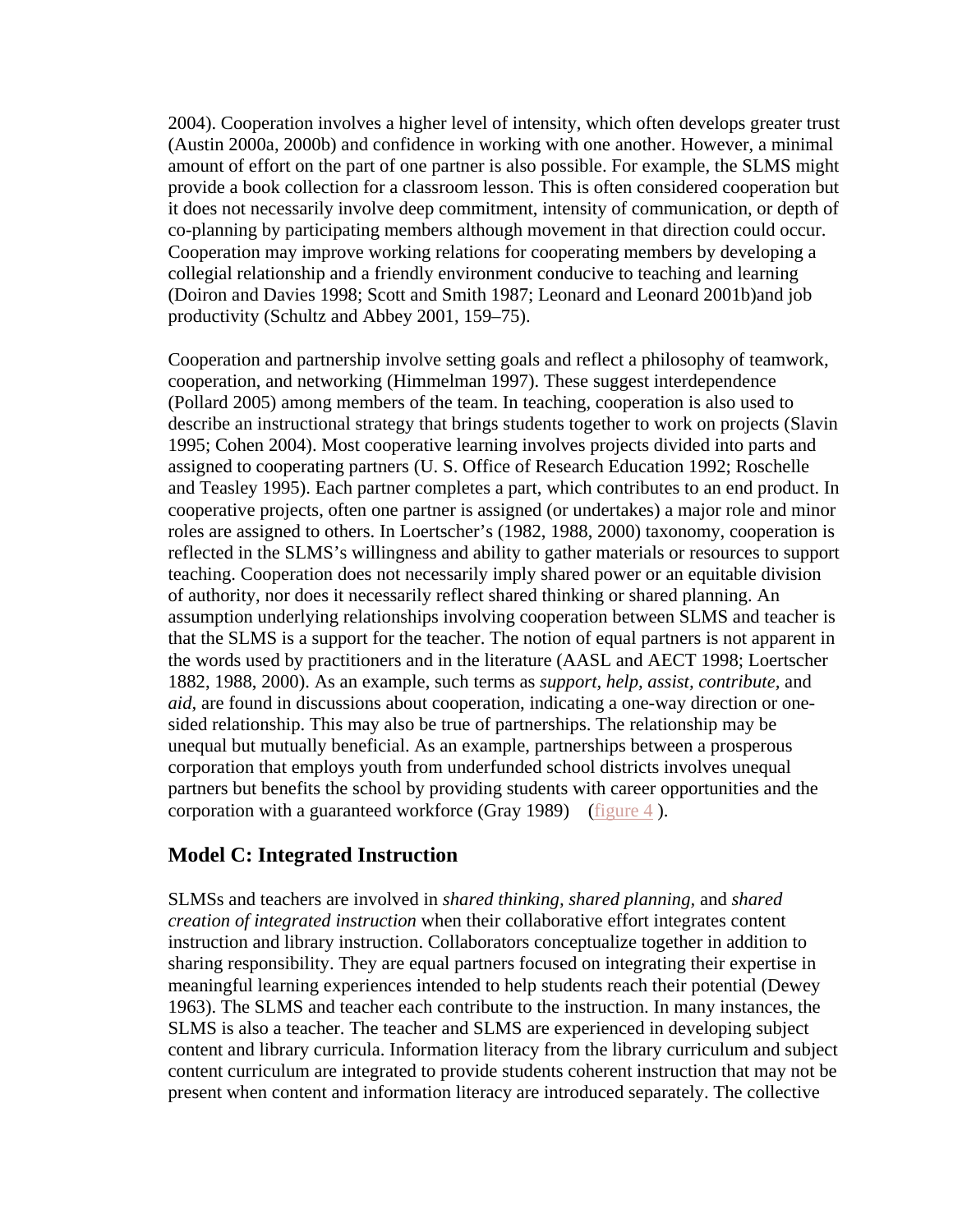2004). Cooperation involves a higher level of intensity, which often develops greater trust (Austin 2000a, 2000b) and confidence in working with one another. However, a minimal amount of effort on the part of one partner is also possible. For example, the SLMS might provide a book collection for a classroom lesson. This is often considered cooperation but it does not necessarily involve deep commitment, intensity of communication, or depth of co-planning by participating members although movement in that direction could occur. Cooperation may improve working relations for cooperating members by developing a collegial relationship and a friendly environment conducive to teaching and learning (Doiron and Davies 1998; Scott and Smith 1987; Leonard and Leonard 2001b)and job productivity (Schultz and Abbey 2001, 159–75).

Cooperation and partnership involve setting goals and reflect a philosophy of teamwork, cooperation, and networking (Himmelman 1997). These suggest interdependence (Pollard 2005) among members of the team. In teaching, cooperation is also used to describe an instructional strategy that brings students together to work on projects (Slavin 1995; Cohen 2004). Most cooperative learning involves projects divided into parts and assigned to cooperating partners (U. S. Office of Research Education 1992; Roschelle and Teasley 1995). Each partner completes a part, which contributes to an end product. In cooperative projects, often one partner is assigned (or undertakes) a major role and minor roles are assigned to others. In Loertscher's (1982, 1988, 2000) taxonomy, cooperation is reflected in the SLMS's willingness and ability to gather materials or resources to support teaching. Cooperation does not necessarily imply shared power or an equitable division of authority, nor does it necessarily reflect shared thinking or shared planning. An assumption underlying relationships involving cooperation between SLMS and teacher is that the SLMS is a support for the teacher. The notion of equal partners is not apparent in the words used by practitioners and in the literature (AASL and AECT 1998; Loertscher 1882, 1988, 2000). As an example, such terms as *support, help, assist, contribute,* and *aid,* are found in discussions about cooperation, indicating a one-way direction or one-sided relationship. This may also be true of partnerships. The relationship may be unequal but mutually beneficial. As an example, partnerships between a prosperous corporation that employs youth from underfunded school districts involves unequal partners but benefits the school by providing students with career opportunities and the corporation with a guaranteed workforce (Gray 1989) (figure 4 ).

## Model C: Integrated Instruction

SLMSs and teachers are involved in *shared thinking, shared planning,* and *shared creation of integrated instruction* when their collaborative effort integrates content instruction and library instruction. Collaborators conceptualize together in addition to sharing responsibility. They are equal partners focused on integrating their expertise in meaningful learning experiences intended to help students reach their potential (Dewey 1963). The SLMS and teacher each contribute to the instruction. In many instances, the SLMS is also a teacher. The teacher and SLMS are experienced in developing subject content and library curricula. Information literacy from the library curriculum and subject content curriculum are integrated to provide students coherent instruction that may not be present when content and information literacy are introduced separately. The collective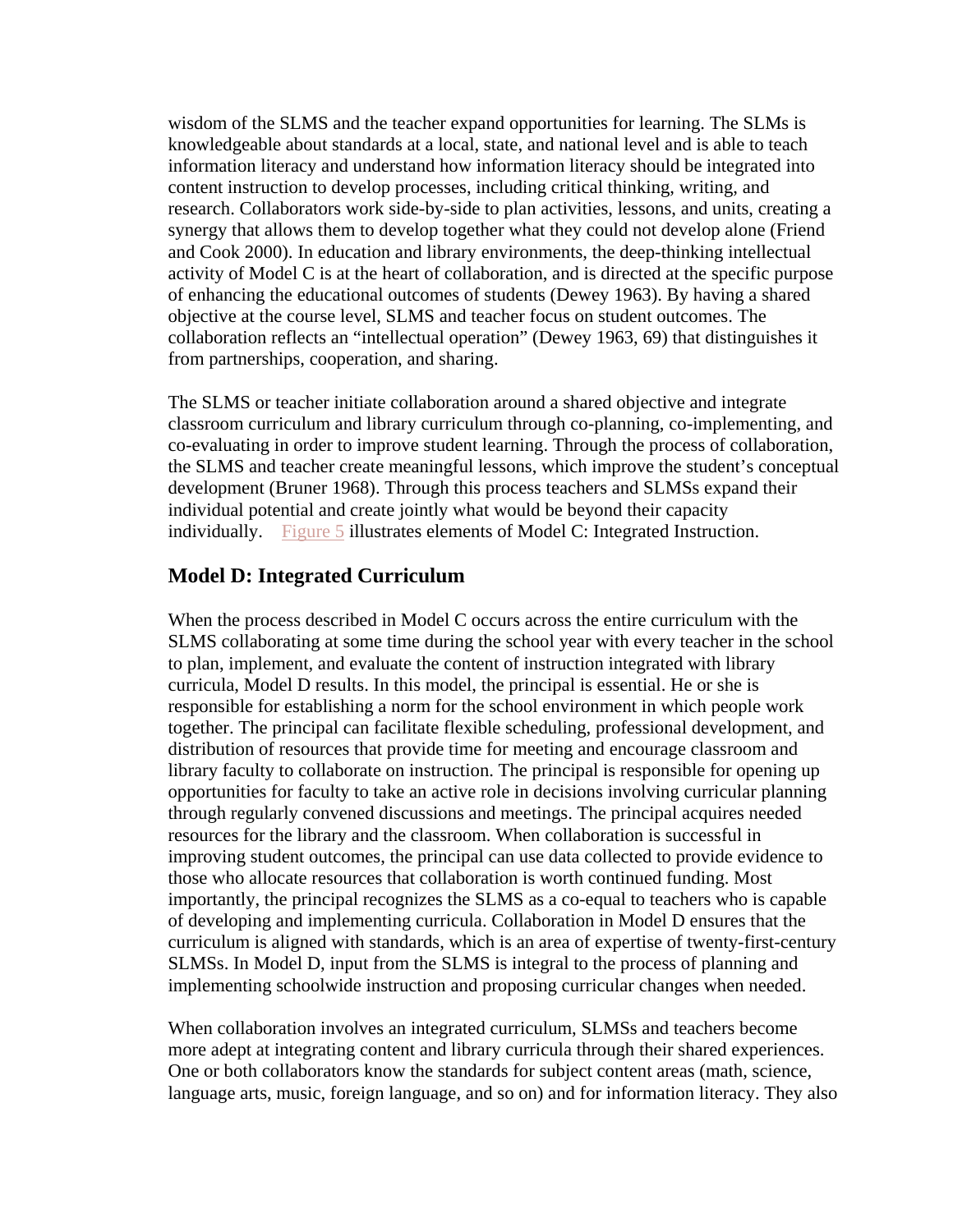wisdom of the SLMS and the teacher expand opportunities for learning. The SLMs is knowledgeable about standards at a local, state, and national level and is able to teach information literacy and understand how information literacy should be integrated into content instruction to develop processes, including critical thinking, writing, and research. Collaborators work side-by-side to plan activities, lessons, and units, creating a synergy that allows them to develop together what they could not develop alone (Friend and Cook 2000). In education and library environments, the deep-thinking intellectual activity of Model C is at the heart of collaboration, and is directed at the specific purpose of enhancing the educational outcomes of students (Dewey 1963). By having a shared objective at the course level, SLMS and teacher focus on student outcomes. The collaboration reflects an "intellectual operation" (Dewey 1963, 69) that distinguishes it from partnerships, cooperation, and sharing.

The SLMS or teacher initiate collaboration around a shared objective and integrate classroom curriculum and library curriculum through co-planning, co-implementing, and co-evaluating in order to improve student learning. Through the process of collaboration, the SLMS and teacher create meaningful lessons, which improve the student's conceptual development (Bruner 1968). Through this process teachers and SLMSs expand their individual potential and create jointly what would be beyond their capacity individually. Figure 5 illustrates elements of Model C: Integrated Instruction.

## Model D: Integrated Curriculum

When the process described in Model C occurs across the entire curriculum with the SLMS collaborating at some time during the school year with every teacher in the school to plan, implement, and evaluate the content of instruction integrated with library curricula, Model D results. In this model, the principal is essential. He or she is responsible for establishing a norm for the school environment in which people work together. The principal can facilitate flexible scheduling, professional development, and distribution of resources that provide time for meeting and encourage classroom and library faculty to collaborate on instruction. The principal is responsible for opening up opportunities for faculty to take an active role in decisions involving curricular planning through regularly convened discussions and meetings. The principal acquires needed resources for the library and the classroom. When collaboration is successful in improving student outcomes, the principal can use data collected to provide evidence to those who allocate resources that collaboration is worth continued funding. Most importantly, the principal recognizes the SLMS as a co-equal to teachers who is capable of developing and implementing curricula. Collaboration in Model D ensures that the curriculum is aligned with standards, which is an area of expertise of twenty-first-century SLMSs. In Model D, input from the SLMS is integral to the process of planning and implementing schoolwide instruction and proposing curricular changes when needed.

When collaboration involves an integrated curriculum, SLMSs and teachers become more adept at integrating content and library curricula through their shared experiences. One or both collaborators know the standards for subject content areas (math, science, language arts, music, foreign language, and so on) and for information literacy. They also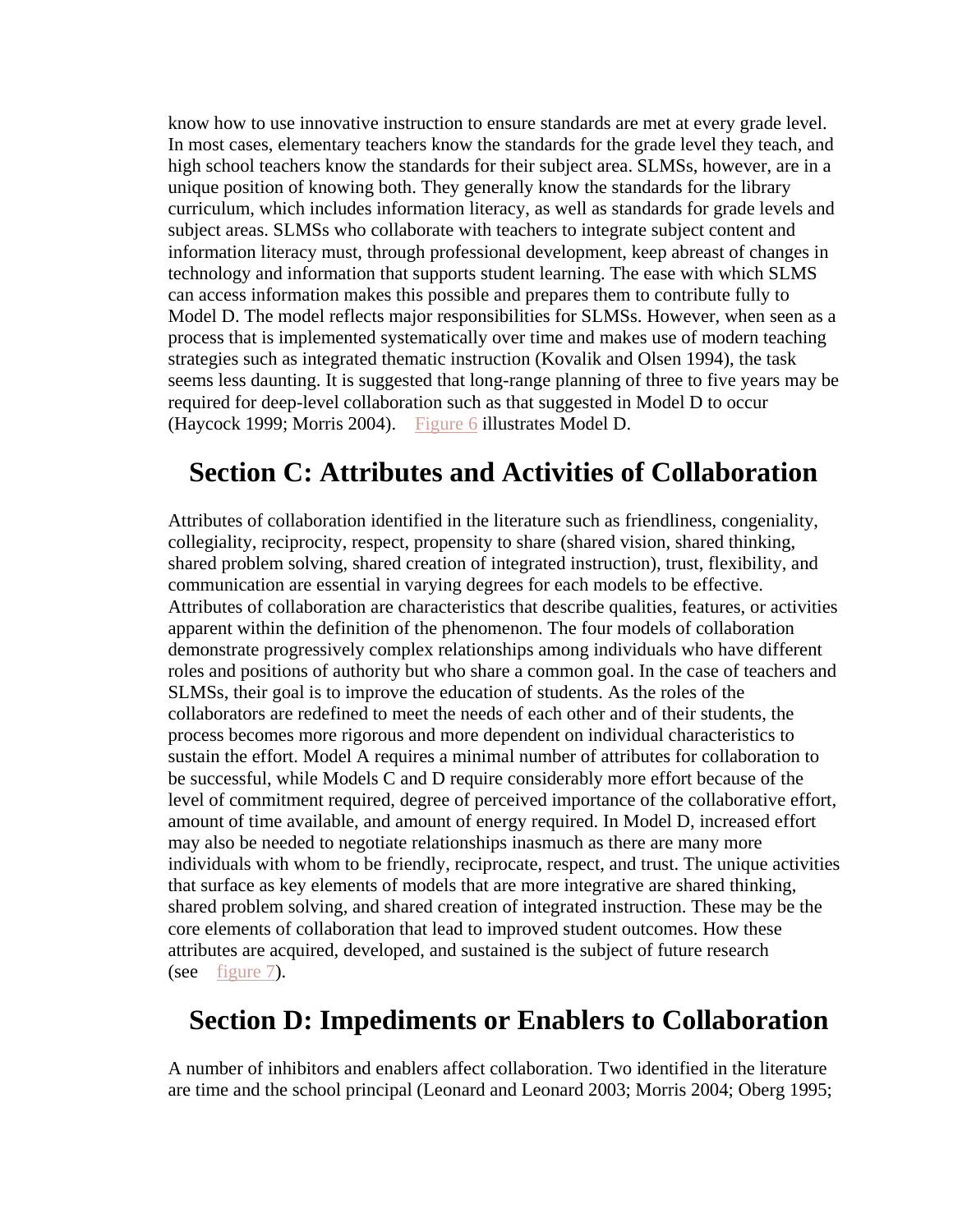know how to use innovative instruction to ensure standards are met at every grade level. In most cases, elementary teachers know the standards for the grade level they teach, and high school teachers know the standards for their subject area. SLMSs, however, are in a unique position of knowing both. They generally know the standards for the library curriculum, which includes information literacy, as well as standards for grade levels and subject areas. SLMSs who collaborate with teachers to integrate subject content and information literacy must, through professional development, keep abreast of changes in technology and information that supports student learning. The ease with which SLMS can access information makes this possible and prepares them to contribute fully to Model D. The model reflects major responsibilities for SLMSs. However, when seen as a process that is implemented systematically over time and makes use of modern teaching strategies such as integrated thematic instruction (Kovalik and Olsen 1994), the task seems less daunting. It is suggested that long-range planning of three to five years may be required for deep-level collaboration such as that suggested in Model D to occur (Haycock 1999; Morris 2004). Figure 6 illustrates Model D.

## Section C: Attributes and Activities of Collaboration

Attributes of collaboration identified in the literature such as friendliness, congeniality, collegiality, reciprocity, respect, propensity to share (shared vision, shared thinking, shared problem solving, shared creation of integrated instruction), trust, flexibility, and communication are essential in varying degrees for each models to be effective. Attributes of collaboration are characteristics that describe qualities, features, or activities apparent within the definition of the phenomenon. The four models of collaboration demonstrate progressively complex relationships among individuals who have different roles and positions of authority but who share a common goal. In the case of teachers and SLMSs, their goal is to improve the education of students. As the roles of the collaborators are redefined to meet the needs of each other and of their students, the process becomes more rigorous and more dependent on individual characteristics to sustain the effort. Model A requires a minimal number of attributes for collaboration to be successful, while Models C and D require considerably more effort because of the level of commitment required, degree of perceived importance of the collaborative effort, amount of time available, and amount of energy required. In Model D, increased effort may also be needed to negotiate relationships inasmuch as there are many more individuals with whom to be friendly, reciprocate, respect, and trust. The unique activities that surface as key elements of models that are more integrative are shared thinking, shared problem solving, and shared creation of integrated instruction. These may be the core elements of collaboration that lead to improved student outcomes. How these attributes are acquired, developed, and sustained is the subject of future research (see figure 7).

## Section D: Impediments or Enablers to Collaboration

A number of inhibitors and enablers affect collaboration. Two identified in the literature are time and the school principal (Leonard and Leonard 2003; Morris 2004; Oberg 1995;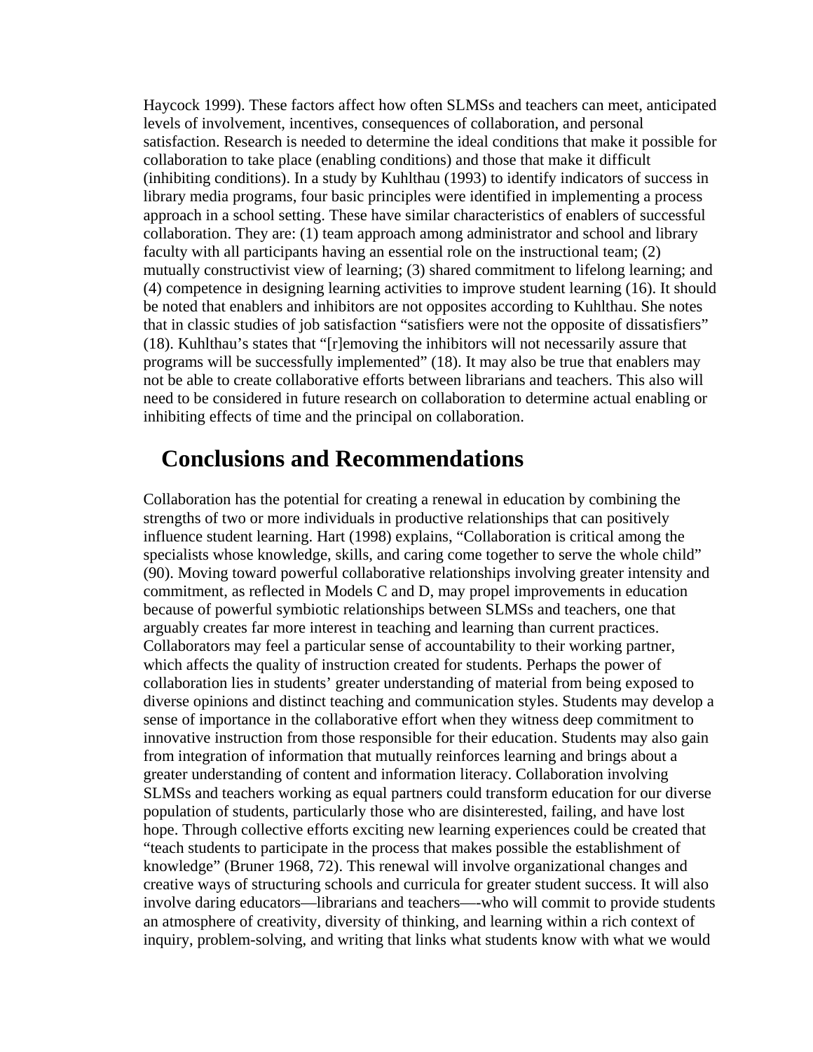Haycock 1999). These factors affect how often SLMSs and teachers can meet, anticipated levels of involvement, incentives, consequences of collaboration, and personal satisfaction. Research is needed to determine the ideal conditions that make it possible for collaboration to take place (enabling conditions) and those that make it difficult (inhibiting conditions). In a study by Kuhlthau (1993) to identify indicators of success in library media programs, four basic principles were identified in implementing a process approach in a school setting. These have similar characteristics of enablers of successful collaboration. They are: (1) team approach among administrator and school and library faculty with all participants having an essential role on the instructional team; (2) mutually constructivist view of learning; (3) shared commitment to lifelong learning; and (4) competence in designing learning activities to improve student learning (16). It should be noted that enablers and inhibitors are not opposites according to Kuhlthau. She notes that in classic studies of job satisfaction "satisfiers were not the opposite of dissatisfiers" (18). Kuhlthau's states that "[r]emoving the inhibitors will not necessarily assure that programs will be successfully implemented" (18). It may also be true that enablers may not be able to create collaborative efforts between librarians and teachers. This also will need to be considered in future research on collaboration to determine actual enabling or inhibiting effects of time and the principal on collaboration.

## Conclusions and Recommendations

Collaboration has the potential for creating a renewal in education by combining the strengths of two or more individuals in productive relationships that can positively influence student learning. Hart (1998) explains, "Collaboration is critical among the specialists whose knowledge, skills, and caring come together to serve the whole child" (90). Moving toward powerful collaborative relationships involving greater intensity and commitment, as reflected in Models C and D, may propel improvements in education because of powerful symbiotic relationships between SLMSs and teachers, one that arguably creates far more interest in teaching and learning than current practices. Collaborators may feel a particular sense of accountability to their working partner, which affects the quality of instruction created for students. Perhaps the power of collaboration lies in students' greater understanding of material from being exposed to diverse opinions and distinct teaching and communication styles. Students may develop a sense of importance in the collaborative effort when they witness deep commitment to innovative instruction from those responsible for their education. Students may also gain from integration of information that mutually reinforces learning and brings about a greater understanding of content and information literacy. Collaboration involving SLMSs and teachers working as equal partners could transform education for our diverse population of students, particularly those who are disinterested, failing, and have lost hope. Through collective efforts exciting new learning experiences could be created that "teach students to participate in the process that makes possible the establishment of knowledge" (Bruner 1968, 72). This renewal will involve organizational changes and creative ways of structuring schools and curricula for greater student success. It will also involve daring educators—librarians and teachers—-who will commit to provide students an atmosphere of creativity, diversity of thinking, and learning within a rich context of inquiry, problem-solving, and writing that links what students know with what we would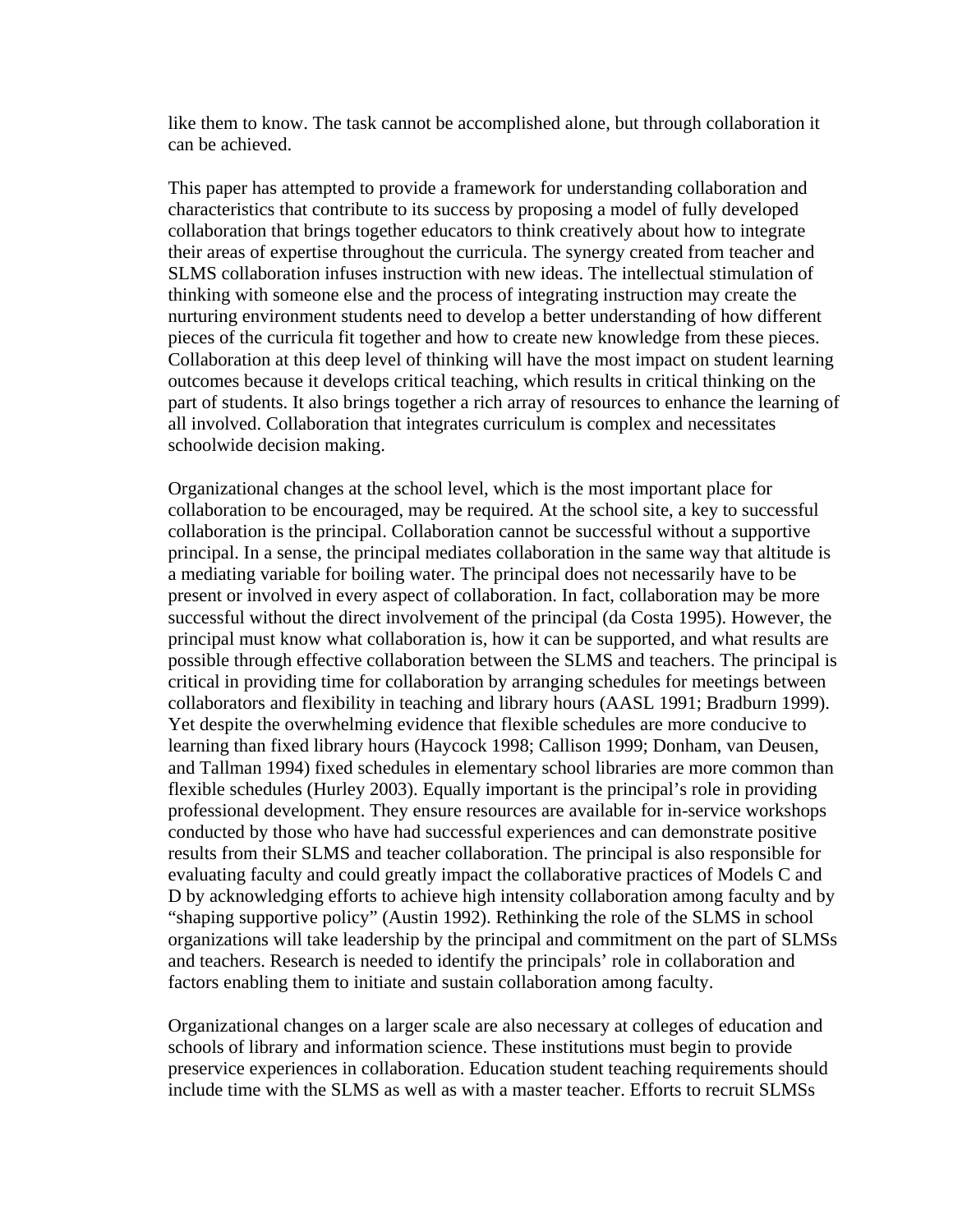like them to know. The task cannot be accomplished alone, but through collaboration it can be achieved.

This paper has attempted to provide a framework for understanding collaboration and characteristics that contribute to its success by proposing a model of fully developed collaboration that brings together educators to think creatively about how to integrate their areas of expertise throughout the curricula. The synergy created from teacher and SLMS collaboration infuses instruction with new ideas. The intellectual stimulation of thinking with someone else and the process of integrating instruction may create the nurturing environment students need to develop a better understanding of how different pieces of the curricula fit together and how to create new knowledge from these pieces. Collaboration at this deep level of thinking will have the most impact on student learning outcomes because it develops critical teaching, which results in critical thinking on the part of students. It also brings together a rich array of resources to enhance the learning of all involved. Collaboration that integrates curriculum is complex and necessitates schoolwide decision making.

Organizational changes at the school level, which is the most important place for collaboration to be encouraged, may be required. At the school site, a key to successful collaboration is the principal. Collaboration cannot be successful without a supportive principal. In a sense, the principal mediates collaboration in the same way that altitude is a mediating variable for boiling water. The principal does not necessarily have to be present or involved in every aspect of collaboration. In fact, collaboration may be more successful without the direct involvement of the principal (da Costa 1995). However, the principal must know what collaboration is, how it can be supported, and what results are possible through effective collaboration between the SLMS and teachers. The principal is critical in providing time for collaboration by arranging schedules for meetings between collaborators and flexibility in teaching and library hours (AASL 1991; Bradburn 1999). Yet despite the overwhelming evidence that flexible schedules are more conducive to learning than fixed library hours (Haycock 1998; Callison 1999; Donham, van Deusen, and Tallman 1994) fixed schedules in elementary school libraries are more common than flexible schedules (Hurley 2003). Equally important is the principal's role in providing professional development. They ensure resources are available for in-service workshops conducted by those who have had successful experiences and can demonstrate positive results from their SLMS and teacher collaboration. The principal is also responsible for evaluating faculty and could greatly impact the collaborative practices of Models C and D by acknowledging efforts to achieve high intensity collaboration among faculty and by "shaping supportive policy" (Austin 1992). Rethinking the role of the SLMS in school organizations will take leadership by the principal and commitment on the part of SLMSs and teachers. Research is needed to identify the principals' role in collaboration and factors enabling them to initiate and sustain collaboration among faculty.

Organizational changes on a larger scale are also necessary at colleges of education and schools of library and information science. These institutions must begin to provide preservice experiences in collaboration. Education student teaching requirements should include time with the SLMS as well as with a master teacher. Efforts to recruit SLMSs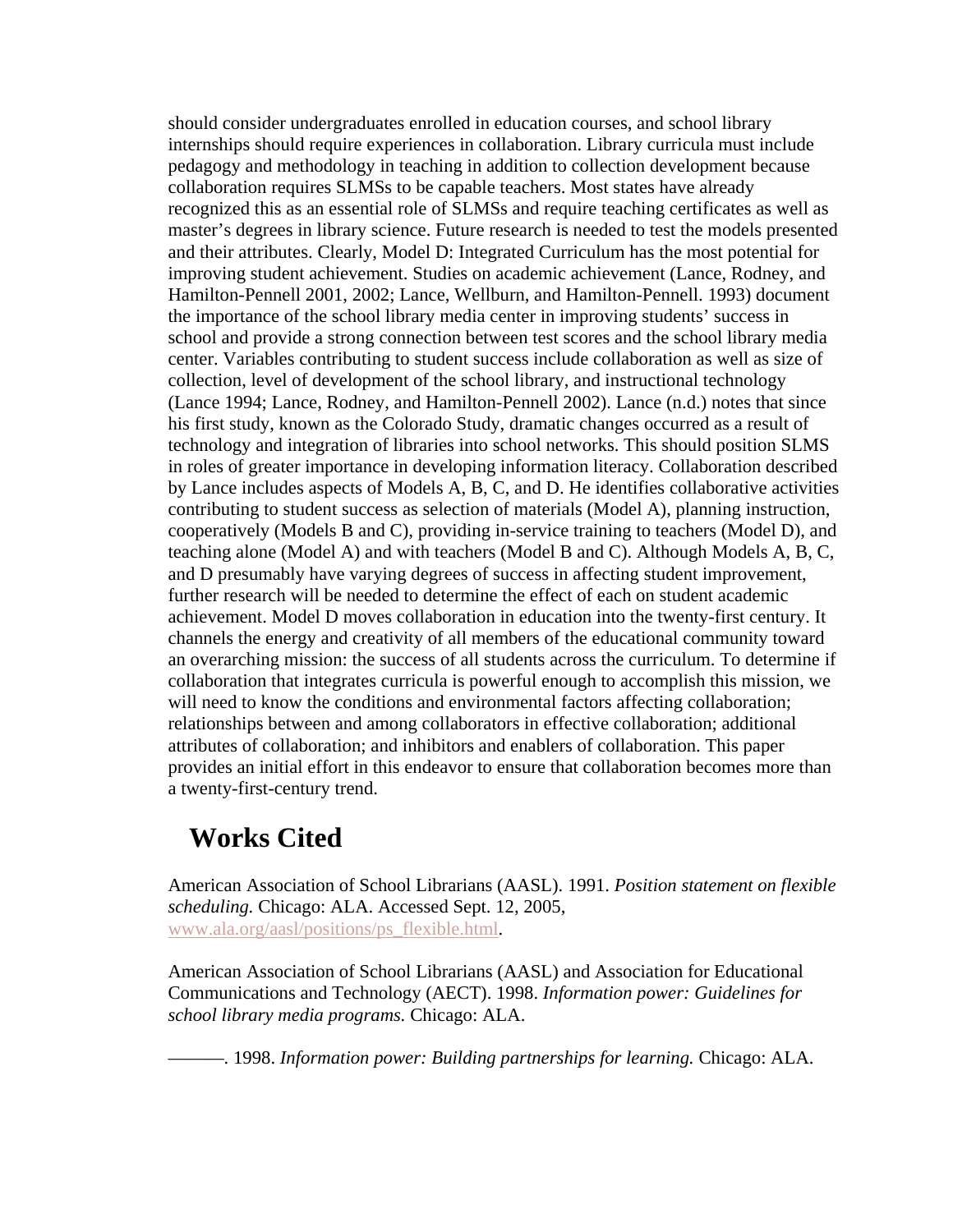should consider undergraduates enrolled in education courses, and school library internships should require experiences in collaboration. Library curricula must include pedagogy and methodology in teaching in addition to collection development because collaboration requires SLMSs to be capable teachers. Most states have already recognized this as an essential role of SLMSs and require teaching certificates as well as master's degrees in library science. Future research is needed to test the models presented and their attributes. Clearly, Model D: Integrated Curriculum has the most potential for improving student achievement. Studies on academic achievement (Lance, Rodney, and Hamilton-Pennell 2001, 2002; Lance, Wellburn, and Hamilton-Pennell. 1993) document the importance of the school library media center in improving students' success in school and provide a strong connection between test scores and the school library media center. Variables contributing to student success include collaboration as well as size of collection, level of development of the school library, and instructional technology (Lance 1994; Lance, Rodney, and Hamilton-Pennell 2002). Lance (n.d.) notes that since his first study, known as the Colorado Study, dramatic changes occurred as a result of technology and integration of libraries into school networks. This should position SLMS in roles of greater importance in developing information literacy. Collaboration described by Lance includes aspects of Models A, B, C, and D. He identifies collaborative activities contributing to student success as selection of materials (Model A), planning instruction, cooperatively (Models B and C), providing in-service training to teachers (Model D), and teaching alone (Model A) and with teachers (Model B and C). Although Models A, B, C, and D presumably have varying degrees of success in affecting student improvement, further research will be needed to determine the effect of each on student academic achievement. Model D moves collaboration in education into the twenty-first century. It channels the energy and creativity of all members of the educational community toward an overarching mission: the success of all students across the curriculum. To determine if collaboration that integrates curricula is powerful enough to accomplish this mission, we will need to know the conditions and environmental factors affecting collaboration; relationships between and among collaborators in effective collaboration; additional attributes of collaboration; and inhibitors and enablers of collaboration. This paper provides an initial effort in this endeavor to ensure that collaboration becomes more than a twenty-first-century trend.

## Works Cited

American Association of School Librarians (AASL). 1991. *Position statement on flexible scheduling.* Chicago: ALA. Accessed Sept. 12, 2005, www.ala.org/aasl/positions/ps_flexible.html.

American Association of School Librarians (AASL) and Association for Educational Communications and Technology (AECT). 1998. *Information power: Guidelines for school library media programs.* Chicago: ALA.

———. 1998. *Information power: Building partnerships for learning.* Chicago: ALA.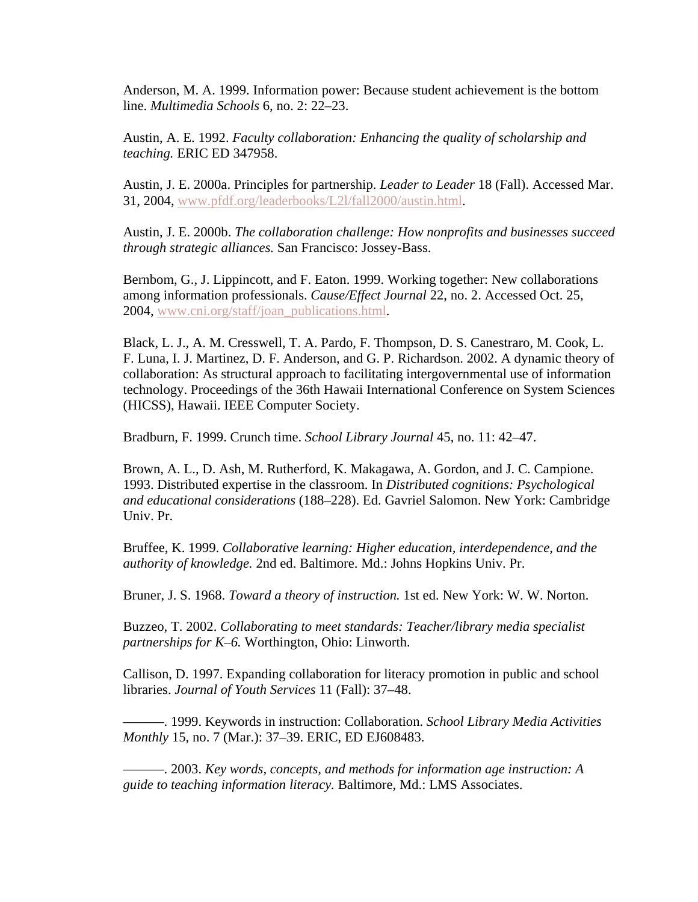Anderson, M. A. 1999. Information power: Because student achievement is the bottom line. *Multimedia Schools* 6, no. 2: 22–23.

Austin, A. E. 1992. *Faculty collaboration: Enhancing the quality of scholarship and teaching.* ERIC ED 347958.

Austin, J. E. 2000a. Principles for partnership. *Leader to Leader* 18 (Fall). Accessed Mar. 31, 2004, www.pfdf.org/leaderbooks/L2l/fall2000/austin.html.

Austin, J. E. 2000b. *The collaboration challenge: How nonprofits and businesses succeed through strategic alliances.* San Francisco: Jossey-Bass.

Bernbom, G., J. Lippincott, and F. Eaton. 1999. Working together: New collaborations among information professionals. *Cause/Effect Journal* 22, no. 2. Accessed Oct. 25, 2004, www.cni.org/staff/joan_publications.html.

Black, L. J., A. M. Cresswell, T. A. Pardo, F. Thompson, D. S. Canestraro, M. Cook, L. F. Luna, I. J. Martinez, D. F. Anderson, and G. P. Richardson. 2002. A dynamic theory of collaboration: As structural approach to facilitating intergovernmental use of information technology. Proceedings of the 36th Hawaii International Conference on System Sciences (HICSS), Hawaii. IEEE Computer Society.

Bradburn, F. 1999. Crunch time. *School Library Journal* 45, no. 11: 42–47.

Brown, A. L., D. Ash, M. Rutherford, K. Makagawa, A. Gordon, and J. C. Campione. 1993. Distributed expertise in the classroom. In *Distributed cognitions: Psychological and educational considerations* (188–228). Ed. Gavriel Salomon. New York: Cambridge Univ. Pr.

Bruffee, K. 1999. *Collaborative learning: Higher education, interdependence, and the authority of knowledge.* 2nd ed. Baltimore. Md.: Johns Hopkins Univ. Pr.

Bruner, J. S. 1968. *Toward a theory of instruction.* 1st ed. New York: W. W. Norton.

Buzzeo, T. 2002. *Collaborating to meet standards: Teacher/library media specialist partnerships for K–6.* Worthington, Ohio: Linworth.

Callison, D. 1997. Expanding collaboration for literacy promotion in public and school libraries. *Journal of Youth Services* 11 (Fall): 37–48.

———. 1999. Keywords in instruction: Collaboration. *School Library Media Activities Monthly* 15, no. 7 (Mar.): 37–39. ERIC, ED EJ608483.

———. 2003. *Key words, concepts, and methods for information age instruction: A guide to teaching information literacy.* Baltimore, Md.: LMS Associates.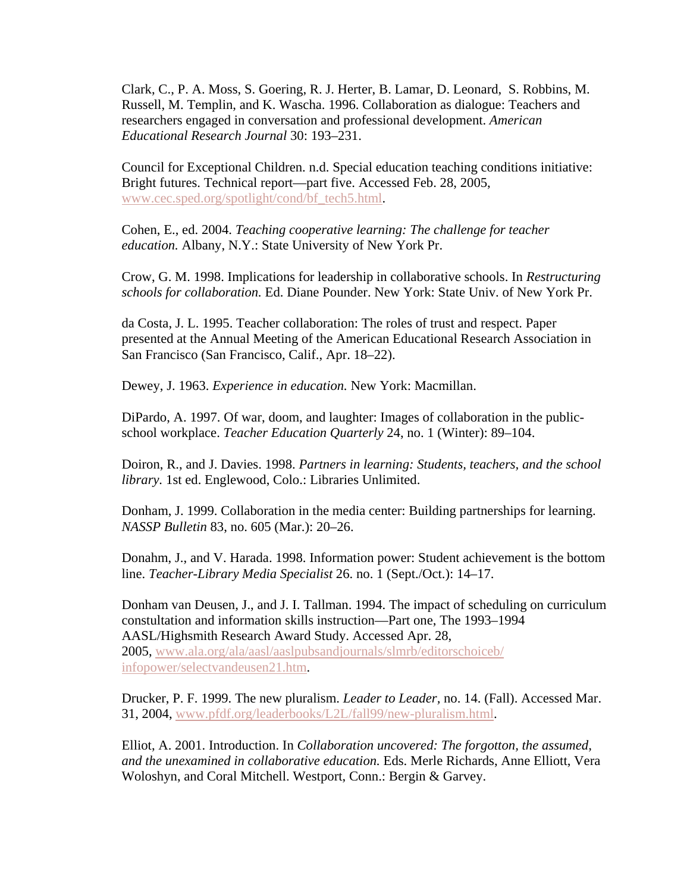Clark, C., P. A. Moss, S. Goering, R. J. Herter, B. Lamar, D. Leonard,  S. Robbins, M. Russell, M. Templin, and K. Wascha. 1996. Collaboration as dialogue: Teachers and researchers engaged in conversation and professional development. *American Educational Research Journal* 30: 193–231.

Council for Exceptional Children. n.d. Special education teaching conditions initiative: Bright futures. Technical report—part five. Accessed Feb. 28, 2005, www.cec.sped.org/spotlight/cond/bf_tech5.html.

Cohen, E., ed. 2004. *Teaching cooperative learning: The challenge for teacher education.* Albany, N.Y.: State University of New York Pr.

Crow, G. M. 1998. Implications for leadership in collaborative schools. In *Restructuring schools for collaboration.* Ed. Diane Pounder. New York: State Univ. of New York Pr.

da Costa, J. L. 1995. Teacher collaboration: The roles of trust and respect. Paper presented at the Annual Meeting of the American Educational Research Association in San Francisco (San Francisco, Calif., Apr. 18–22).

Dewey, J. 1963. *Experience in education.* New York: Macmillan.

DiPardo, A. 1997. Of war, doom, and laughter: Images of collaboration in the public-school workplace. *Teacher Education Quarterly* 24, no. 1 (Winter): 89–104.

Doiron, R., and J. Davies. 1998. *Partners in learning: Students, teachers, and the school library.* 1st ed. Englewood, Colo.: Libraries Unlimited.

Donham, J. 1999. Collaboration in the media center: Building partnerships for learning. *NASSP Bulletin* 83, no. 605 (Mar.): 20–26.

Donahm, J., and V. Harada. 1998. Information power: Student achievement is the bottom line. *Teacher-Library Media Specialist* 26. no. 1 (Sept./Oct.): 14–17.

Donham van Deusen, J., and J. I. Tallman. 1994. The impact of scheduling on curriculum constultation and information skills instruction—Part one, The 1993–1994 AASL/Highsmith Research Award Study. Accessed Apr. 28, 2005, www.ala.org/ala/aasl/aaslpubsandjournals/slmrb/editorschoiceb/infopower/selectvandeusen21.htm.

Drucker, P. F. 1999. The new pluralism. *Leader to Leader,* no. 14. (Fall). Accessed Mar. 31, 2004, www.pfdf.org/leaderbooks/L2L/fall99/new-pluralism.html.

Elliot, A. 2001. Introduction. In *Collaboration uncovered: The forgotton, the assumed, and the unexamined in collaborative education.* Eds. Merle Richards, Anne Elliott, Vera Woloshyn, and Coral Mitchell. Westport, Conn.: Bergin & Garvey.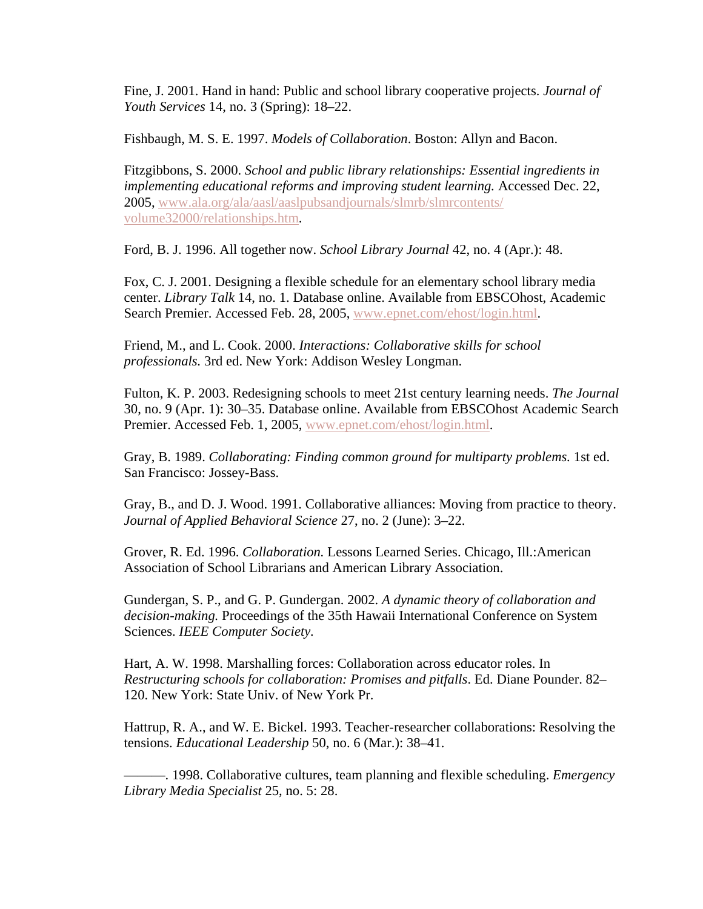Fine, J. 2001. Hand in hand: Public and school library cooperative projects. *Journal of Youth Services* 14, no. 3 (Spring): 18–22.

Fishbaugh, M. S. E. 1997. *Models of Collaboration*. Boston: Allyn and Bacon.

Fitzgibbons, S. 2000. *School and public library relationships: Essential ingredients in implementing educational reforms and improving student learning.* Accessed Dec. 22, 2005, www.ala.org/ala/aasl/aaslpubsandjournals/slmrb/slmrcontents/volume32000/relationships.htm.

Ford, B. J. 1996. All together now. *School Library Journal* 42, no. 4 (Apr.): 48.

Fox, C. J. 2001. Designing a flexible schedule for an elementary school library media center. *Library Talk* 14, no. 1. Database online. Available from EBSCOhost, Academic Search Premier. Accessed Feb. 28, 2005, www.epnet.com/ehost/login.html.

Friend, M., and L. Cook. 2000. *Interactions: Collaborative skills for school professionals.* 3rd ed. New York: Addison Wesley Longman.

Fulton, K. P. 2003. Redesigning schools to meet 21st century learning needs. *The Journal* 30, no. 9 (Apr. 1): 30–35. Database online. Available from EBSCOhost Academic Search Premier. Accessed Feb. 1, 2005, www.epnet.com/ehost/login.html.

Gray, B. 1989. *Collaborating: Finding common ground for multiparty problems.* 1st ed. San Francisco: Jossey-Bass.

Gray, B., and D. J. Wood. 1991. Collaborative alliances: Moving from practice to theory. *Journal of Applied Behavioral Science* 27, no. 2 (June): 3–22.

Grover, R. Ed. 1996. *Collaboration.* Lessons Learned Series. Chicago, Ill.:American Association of School Librarians and American Library Association.

Gundergan, S. P., and G. P. Gundergan. 2002. *A dynamic theory of collaboration and decision-making.* Proceedings of the 35th Hawaii International Conference on System Sciences. *IEEE Computer Society*.

Hart, A. W. 1998. Marshalling forces: Collaboration across educator roles. In *Restructuring schools for collaboration: Promises and pitfalls*. Ed. Diane Pounder. 82–120. New York: State Univ. of New York Pr.

Hattrup, R. A., and W. E. Bickel. 1993. Teacher-researcher collaborations: Resolving the tensions. *Educational Leadership* 50, no. 6 (Mar.): 38–41.

———. 1998. Collaborative cultures, team planning and flexible scheduling. *Emergency Library Media Specialist* 25, no. 5: 28.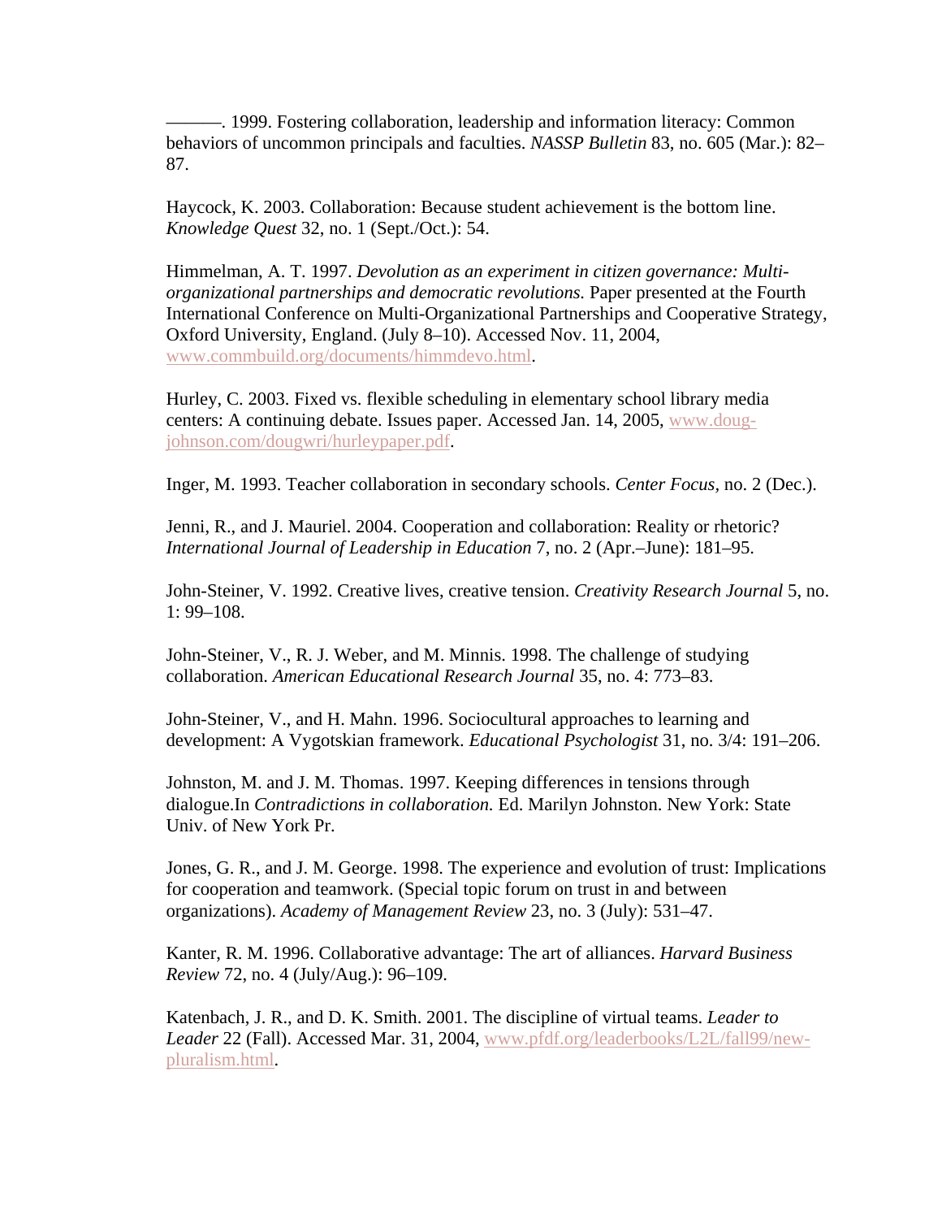———. 1999. Fostering collaboration, leadership and information literacy: Common behaviors of uncommon principals and faculties. *NASSP Bulletin* 83, no. 605 (Mar.): 82–87.

Haycock, K. 2003. Collaboration: Because student achievement is the bottom line. *Knowledge Quest* 32, no. 1 (Sept./Oct.): 54.

Himmelman, A. T. 1997. *Devolution as an experiment in citizen governance: Multi-organizational partnerships and democratic revolutions.* Paper presented at the Fourth International Conference on Multi-Organizational Partnerships and Cooperative Strategy, Oxford University, England. (July 8–10). Accessed Nov. 11, 2004, www.commbuild.org/documents/himmdevo.html.

Hurley, C. 2003. Fixed vs. flexible scheduling in elementary school library media centers: A continuing debate. Issues paper. Accessed Jan. 14, 2005, www.doug-johnson.com/dougwri/hurleypaper.pdf.

Inger, M. 1993. Teacher collaboration in secondary schools. *Center Focus,* no. 2 (Dec.).

Jenni, R., and J. Mauriel. 2004. Cooperation and collaboration: Reality or rhetoric? *International Journal of Leadership in Education* 7, no. 2 (Apr.–June): 181–95.

John-Steiner, V. 1992. Creative lives, creative tension. *Creativity Research Journal* 5, no. 1: 99–108.

John-Steiner, V., R. J. Weber, and M. Minnis. 1998. The challenge of studying collaboration. *American Educational Research Journal* 35, no. 4: 773–83.

John-Steiner, V., and H. Mahn. 1996. Sociocultural approaches to learning and development: A Vygotskian framework. *Educational Psychologist* 31, no. 3/4: 191–206.

Johnston, M. and J. M. Thomas. 1997. Keeping differences in tensions through dialogue.In *Contradictions in collaboration.* Ed. Marilyn Johnston. New York: State Univ. of New York Pr.

Jones, G. R., and J. M. George. 1998. The experience and evolution of trust: Implications for cooperation and teamwork. (Special topic forum on trust in and between organizations). *Academy of Management Review* 23, no. 3 (July): 531–47.

Kanter, R. M. 1996. Collaborative advantage: The art of alliances. *Harvard Business Review* 72, no. 4 (July/Aug.): 96–109.

Katenbach, J. R., and D. K. Smith. 2001. The discipline of virtual teams. *Leader to Leader* 22 (Fall). Accessed Mar. 31, 2004, www.pfdf.org/leaderbooks/L2L/fall99/new-pluralism.html.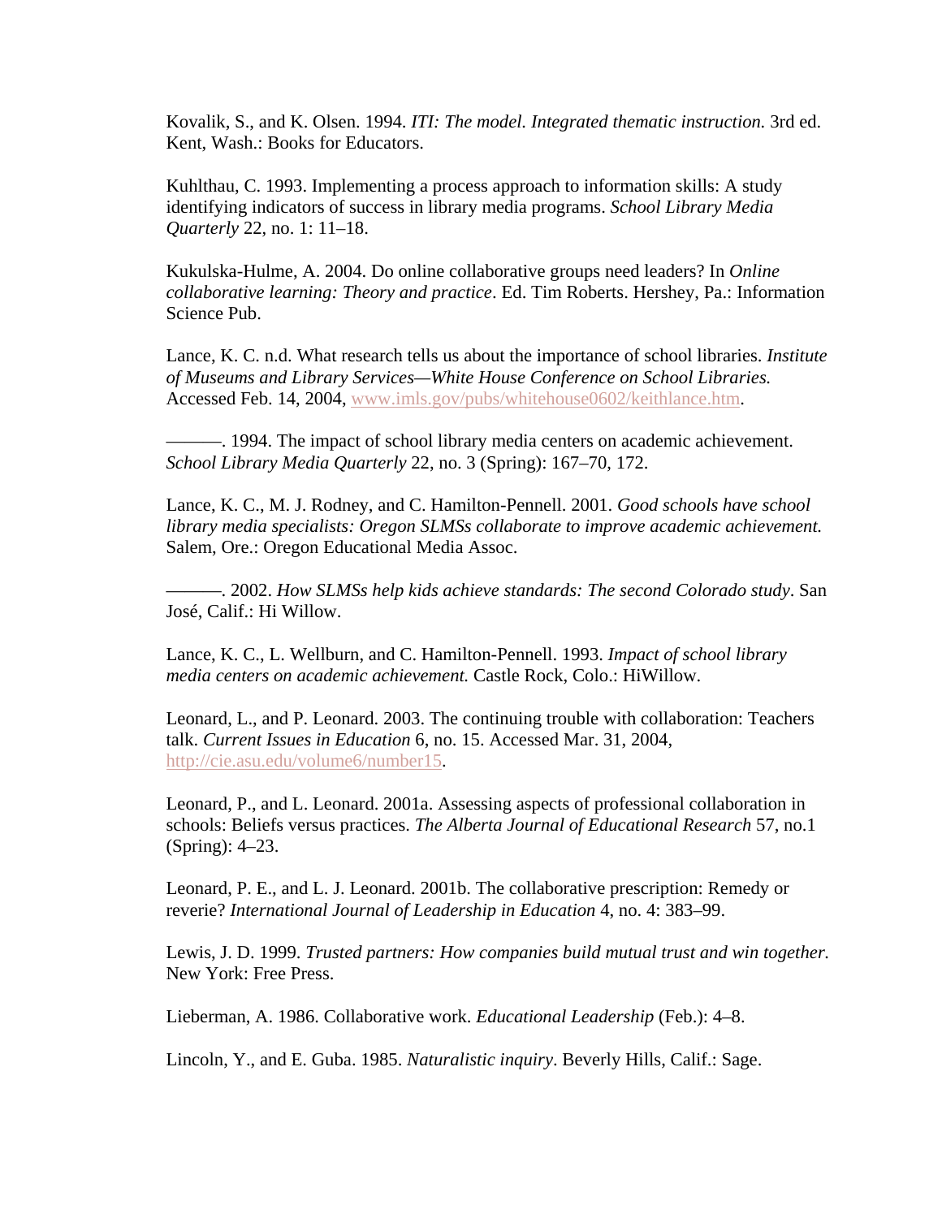Kovalik, S., and K. Olsen. 1994. *ITI: The model. Integrated thematic instruction.* 3rd ed. Kent, Wash.: Books for Educators.

Kuhlthau, C. 1993. Implementing a process approach to information skills: A study identifying indicators of success in library media programs. *School Library Media Quarterly* 22, no. 1: 11–18.

Kukulska-Hulme, A. 2004. Do online collaborative groups need leaders? In *Online collaborative learning: Theory and practice*. Ed. Tim Roberts. Hershey, Pa.: Information Science Pub.

Lance, K. C. n.d. What research tells us about the importance of school libraries. *Institute of Museums and Library Services—White House Conference on School Libraries.* Accessed Feb. 14, 2004, www.imls.gov/pubs/whitehouse0602/keithlance.htm.

———. 1994. The impact of school library media centers on academic achievement. *School Library Media Quarterly* 22, no. 3 (Spring): 167–70, 172.

Lance, K. C., M. J. Rodney, and C. Hamilton-Pennell. 2001. *Good schools have school library media specialists: Oregon SLMSs collaborate to improve academic achievement.* Salem, Ore.: Oregon Educational Media Assoc.

———. 2002. *How SLMSs help kids achieve standards: The second Colorado study*. San José, Calif.: Hi Willow.

Lance, K. C., L. Wellburn, and C. Hamilton-Pennell. 1993. *Impact of school library media centers on academic achievement.* Castle Rock, Colo.: HiWillow.

Leonard, L., and P. Leonard. 2003. The continuing trouble with collaboration: Teachers talk. *Current Issues in Education* 6, no. 15. Accessed Mar. 31, 2004, http://cie.asu.edu/volume6/number15.

Leonard, P., and L. Leonard. 2001a. Assessing aspects of professional collaboration in schools: Beliefs versus practices. *The Alberta Journal of Educational Research* 57, no.1 (Spring): 4–23.

Leonard, P. E., and L. J. Leonard. 2001b. The collaborative prescription: Remedy or reverie? *International Journal of Leadership in Education* 4, no. 4: 383–99.

Lewis, J. D. 1999. *Trusted partners: How companies build mutual trust and win together.* New York: Free Press.

Lieberman, A. 1986. Collaborative work. *Educational Leadership* (Feb.): 4–8.

Lincoln, Y., and E. Guba. 1985. *Naturalistic inquiry*. Beverly Hills, Calif.: Sage.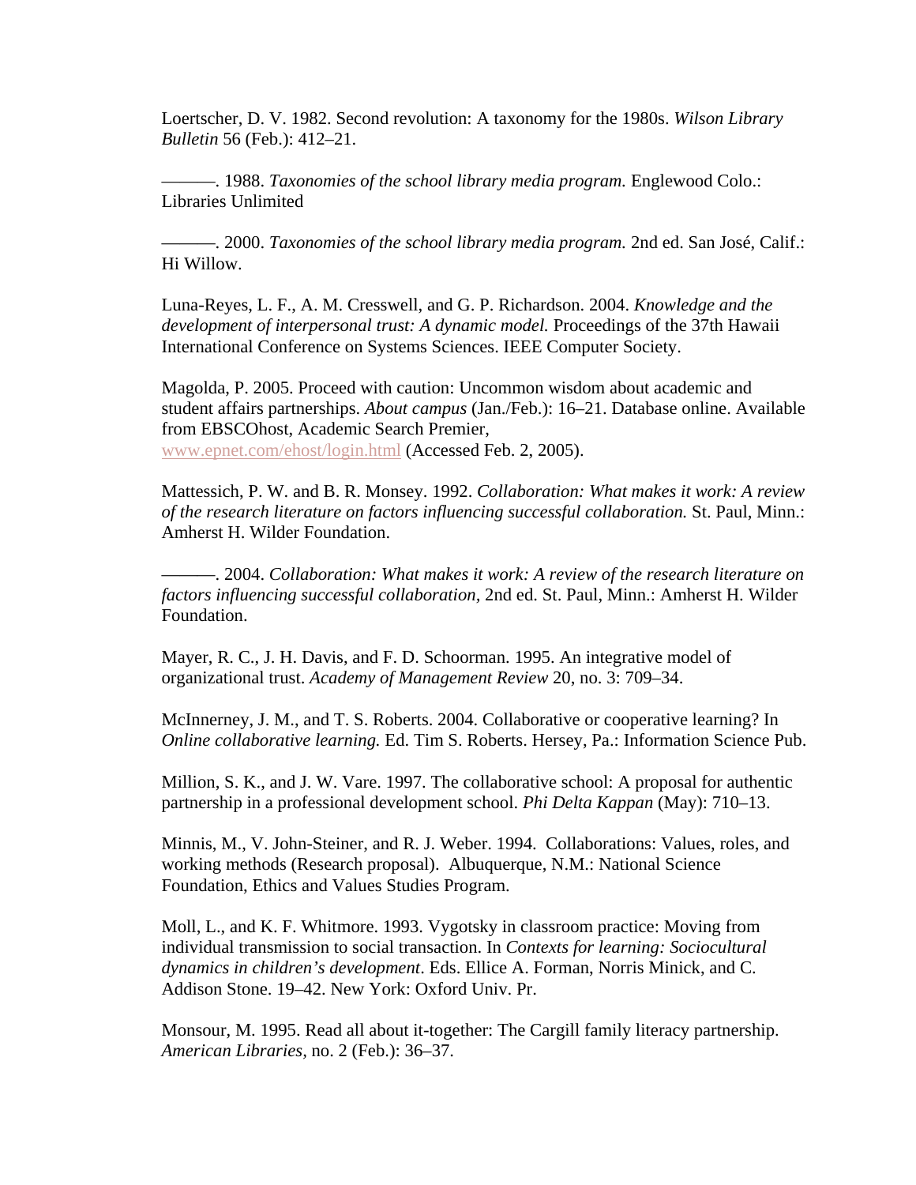Loertscher, D. V. 1982. Second revolution: A taxonomy for the 1980s. *Wilson Library Bulletin* 56 (Feb.): 412–21.

———. 1988. *Taxonomies of the school library media program.* Englewood Colo.: Libraries Unlimited

———. 2000. *Taxonomies of the school library media program.* 2nd ed. San José, Calif.: Hi Willow.

Luna-Reyes, L. F., A. M. Cresswell, and G. P. Richardson. 2004. *Knowledge and the development of interpersonal trust: A dynamic model.* Proceedings of the 37th Hawaii International Conference on Systems Sciences. IEEE Computer Society.

Magolda, P. 2005. Proceed with caution: Uncommon wisdom about academic and student affairs partnerships. *About campus* (Jan./Feb.): 16–21. Database online. Available from EBSCOhost, Academic Search Premier, www.epnet.com/ehost/login.html (Accessed Feb. 2, 2005).

Mattessich, P. W. and B. R. Monsey. 1992. *Collaboration: What makes it work: A review of the research literature on factors influencing successful collaboration.* St. Paul, Minn.: Amherst H. Wilder Foundation.

———. 2004. *Collaboration: What makes it work: A review of the research literature on factors influencing successful collaboration*, 2nd ed. St. Paul, Minn.: Amherst H. Wilder Foundation.

Mayer, R. C., J. H. Davis, and F. D. Schoorman. 1995. An integrative model of organizational trust. *Academy of Management Review* 20, no. 3: 709–34.

McInnerney, J. M., and T. S. Roberts. 2004. Collaborative or cooperative learning? In *Online collaborative learning.* Ed. Tim S. Roberts. Hersey, Pa.: Information Science Pub.

Million, S. K., and J. W. Vare. 1997. The collaborative school: A proposal for authentic partnership in a professional development school. *Phi Delta Kappan* (May): 710–13.

Minnis, M., V. John-Steiner, and R. J. Weber. 1994. Collaborations: Values, roles, and working methods (Research proposal). Albuquerque, N.M.: National Science Foundation, Ethics and Values Studies Program.

Moll, L., and K. F. Whitmore. 1993. Vygotsky in classroom practice: Moving from individual transmission to social transaction. In *Contexts for learning: Sociocultural dynamics in children's development*. Eds. Ellice A. Forman, Norris Minick, and C. Addison Stone. 19–42. New York: Oxford Univ. Pr.

Monsour, M. 1995. Read all about it-together: The Cargill family literacy partnership. *American Libraries*, no. 2 (Feb.): 36–37.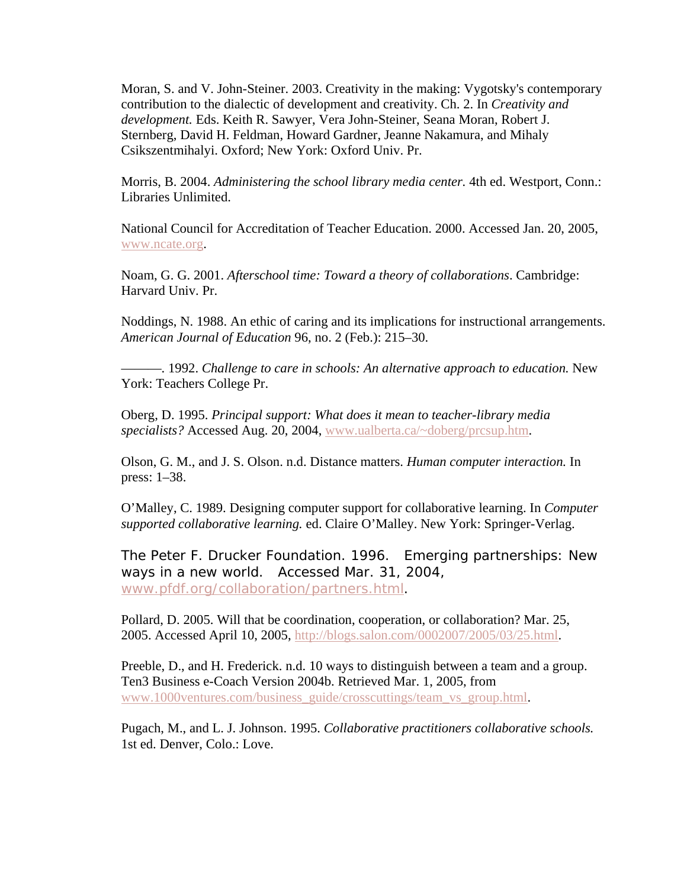Moran, S. and V. John-Steiner. 2003. Creativity in the making: Vygotsky's contemporary contribution to the dialectic of development and creativity. Ch. 2. In *Creativity and development.* Eds. Keith R. Sawyer, Vera John-Steiner, Seana Moran, Robert J. Sternberg, David H. Feldman, Howard Gardner, Jeanne Nakamura, and Mihaly Csikszentmihalyi. Oxford; New York: Oxford Univ. Pr.

Morris, B. 2004. *Administering the school library media center.* 4th ed. Westport, Conn.: Libraries Unlimited.

National Council for Accreditation of Teacher Education. 2000. Accessed Jan. 20, 2005, www.ncate.org.

Noam, G. G. 2001. *Afterschool time: Toward a theory of collaborations*. Cambridge: Harvard Univ. Pr.

Noddings, N. 1988. An ethic of caring and its implications for instructional arrangements. *American Journal of Education* 96, no. 2 (Feb.): 215–30.

———. 1992. *Challenge to care in schools: An alternative approach to education.* New York: Teachers College Pr.

Oberg, D. 1995. *Principal support: What does it mean to teacher-library media specialists?* Accessed Aug. 20, 2004, www.ualberta.ca/~doberg/prcsup.htm.

Olson, G. M., and J. S. Olson. n.d. Distance matters. *Human computer interaction.* In press: 1–38.

O'Malley, C. 1989. Designing computer support for collaborative learning. In *Computer supported collaborative learning.* ed. Claire O'Malley. New York: Springer-Verlag.

The Peter F. Drucker Foundation. 1996. Emerging partnerships: New ways in a new world. Accessed Mar. 31, 2004, www.pfdf.org/collaboration/partners.html.

Pollard, D. 2005. Will that be coordination, cooperation, or collaboration? Mar. 25, 2005. Accessed April 10, 2005, http://blogs.salon.com/0002007/2005/03/25.html.

Preeble, D., and H. Frederick. n.d. 10 ways to distinguish between a team and a group. Ten3 Business e-Coach Version 2004b. Retrieved Mar. 1, 2005, from www.1000ventures.com/business_guide/crosscuttings/team_vs_group.html.

Pugach, M., and L. J. Johnson. 1995. *Collaborative practitioners collaborative schools.* 1st ed. Denver, Colo.: Love.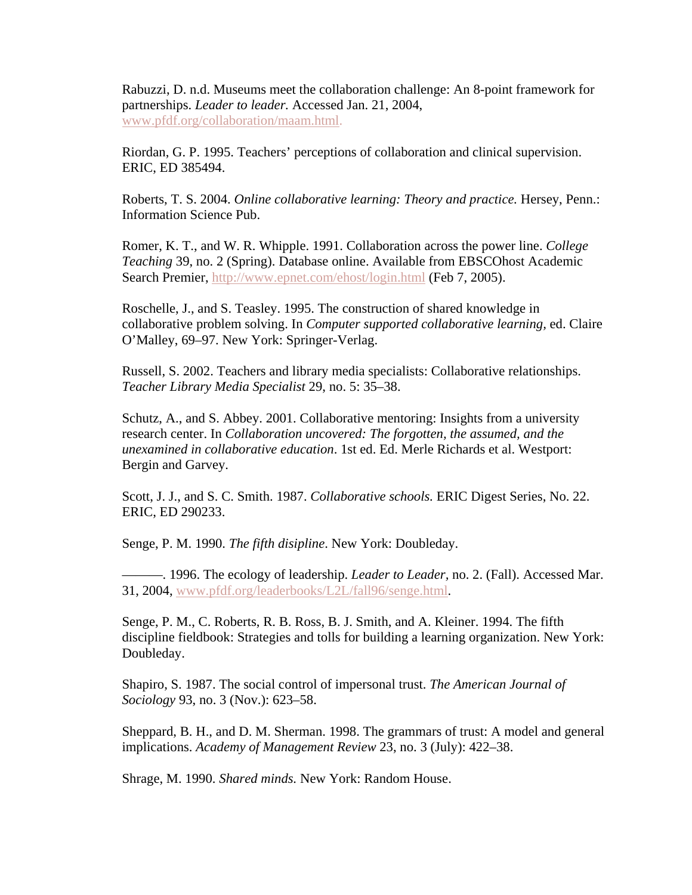Rabuzzi, D. n.d. Museums meet the collaboration challenge: An 8-point framework for partnerships. *Leader to leader.* Accessed Jan. 21, 2004, www.pfdf.org/collaboration/maam.html.

Riordan, G. P. 1995. Teachers' perceptions of collaboration and clinical supervision. ERIC, ED 385494.

Roberts, T. S. 2004. *Online collaborative learning: Theory and practice.* Hersey, Penn.: Information Science Pub.

Romer, K. T., and W. R. Whipple. 1991. Collaboration across the power line. *College Teaching* 39, no. 2 (Spring). Database online. Available from EBSCOhost Academic Search Premier, http://www.epnet.com/ehost/login.html (Feb 7, 2005).

Roschelle, J., and S. Teasley. 1995. The construction of shared knowledge in collaborative problem solving. In *Computer supported collaborative learning,* ed. Claire O'Malley, 69–97. New York: Springer-Verlag.

Russell, S. 2002. Teachers and library media specialists: Collaborative relationships. *Teacher Library Media Specialist* 29, no. 5: 35–38.

Schutz, A., and S. Abbey. 2001. Collaborative mentoring: Insights from a university research center. In *Collaboration uncovered: The forgotten, the assumed, and the unexamined in collaborative education*. 1st ed. Ed. Merle Richards et al. Westport: Bergin and Garvey.

Scott, J. J., and S. C. Smith. 1987. *Collaborative schools.* ERIC Digest Series, No. 22. ERIC, ED 290233.

Senge, P. M. 1990. *The fifth disipline*. New York: Doubleday.

———. 1996. The ecology of leadership. *Leader to Leader,* no. 2. (Fall). Accessed Mar. 31, 2004, www.pfdf.org/leaderbooks/L2L/fall96/senge.html.

Senge, P. M., C. Roberts, R. B. Ross, B. J. Smith, and A. Kleiner. 1994. The fifth discipline fieldbook: Strategies and tolls for building a learning organization. New York: Doubleday.

Shapiro, S. 1987. The social control of impersonal trust. *The American Journal of Sociology* 93, no. 3 (Nov.): 623–58.

Sheppard, B. H., and D. M. Sherman. 1998. The grammars of trust: A model and general implications. *Academy of Management Review* 23, no. 3 (July): 422–38.

Shrage, M. 1990. *Shared minds.* New York: Random House.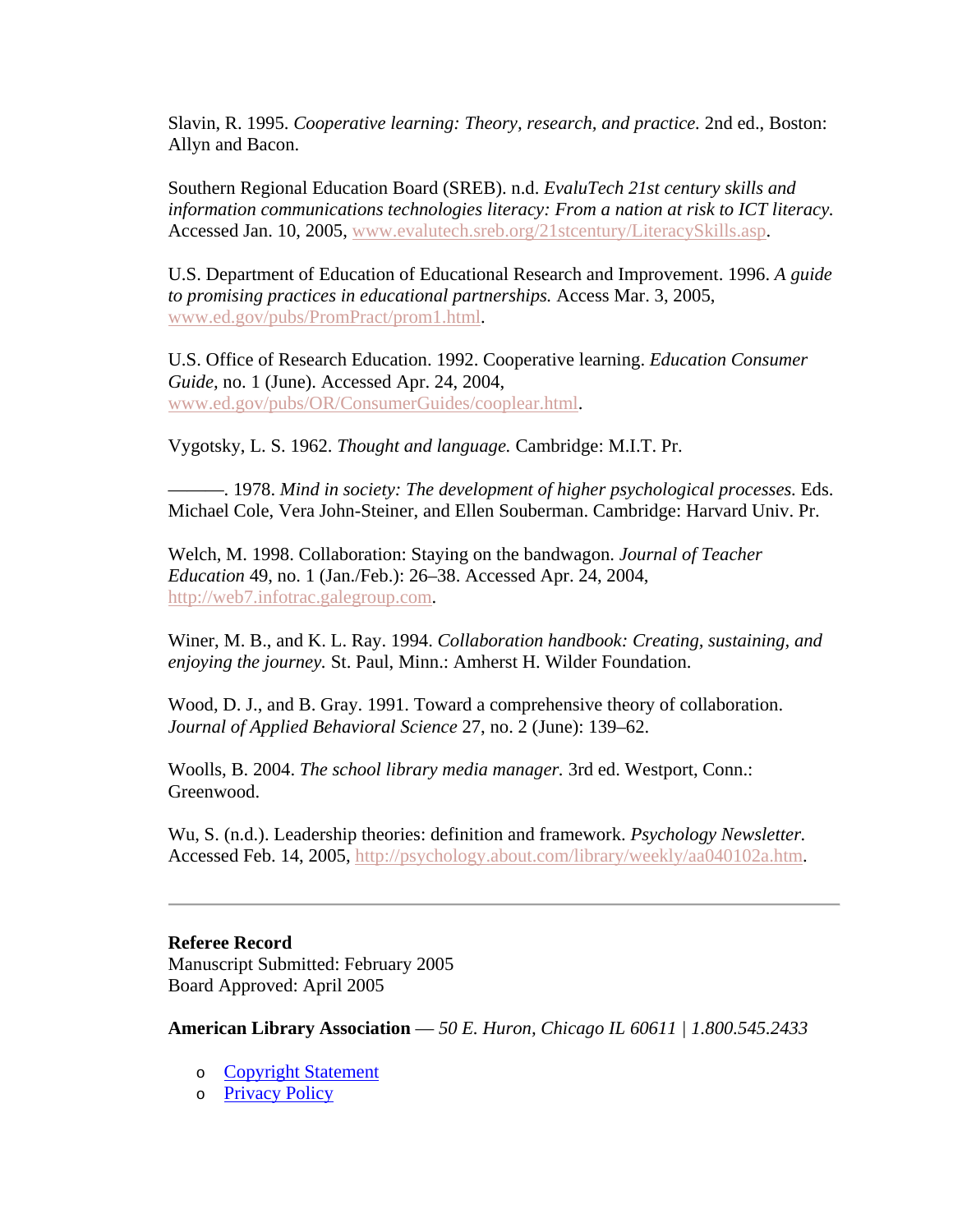Slavin, R. 1995. *Cooperative learning: Theory, research, and practice.* 2nd ed., Boston: Allyn and Bacon.

Southern Regional Education Board (SREB). n.d. *EvaluTech 21st century skills and information communications technologies literacy: From a nation at risk to ICT literacy.* Accessed Jan. 10, 2005, www.evalutech.sreb.org/21stcentury/LiteracySkills.asp.

U.S. Department of Education of Educational Research and Improvement. 1996. *A guide to promising practices in educational partnerships.* Access Mar. 3, 2005, www.ed.gov/pubs/PromPract/prom1.html.

U.S. Office of Research Education. 1992. Cooperative learning. *Education Consumer Guide*, no. 1 (June). Accessed Apr. 24, 2004, www.ed.gov/pubs/OR/ConsumerGuides/cooplear.html.

Vygotsky, L. S. 1962. *Thought and language.* Cambridge: M.I.T. Pr.

———. 1978. *Mind in society: The development of higher psychological processes.* Eds. Michael Cole, Vera John-Steiner, and Ellen Souberman. Cambridge: Harvard Univ. Pr.

Welch, M. 1998. Collaboration: Staying on the bandwagon. *Journal of Teacher Education* 49, no. 1 (Jan./Feb.): 26–38. Accessed Apr. 24, 2004, http://web7.infotrac.galegroup.com.

Winer, M. B., and K. L. Ray. 1994. *Collaboration handbook: Creating, sustaining, and enjoying the journey.* St. Paul, Minn.: Amherst H. Wilder Foundation.

Wood, D. J., and B. Gray. 1991. Toward a comprehensive theory of collaboration. *Journal of Applied Behavioral Science* 27, no. 2 (June): 139–62.

Woolls, B. 2004. *The school library media manager.* 3rd ed. Westport, Conn.: Greenwood.

Wu, S. (n.d.). Leadership theories: definition and framework. *Psychology Newsletter.* Accessed Feb. 14, 2005, http://psychology.about.com/library/weekly/aa040102a.htm.

---

**Referee Record**
Manuscript Submitted: February 2005
Board Approved: April 2005

**American Library Association** — *50 E. Huron, Chicago IL 60611 | 1.800.545.2433*

- Copyright Statement
- Privacy Policy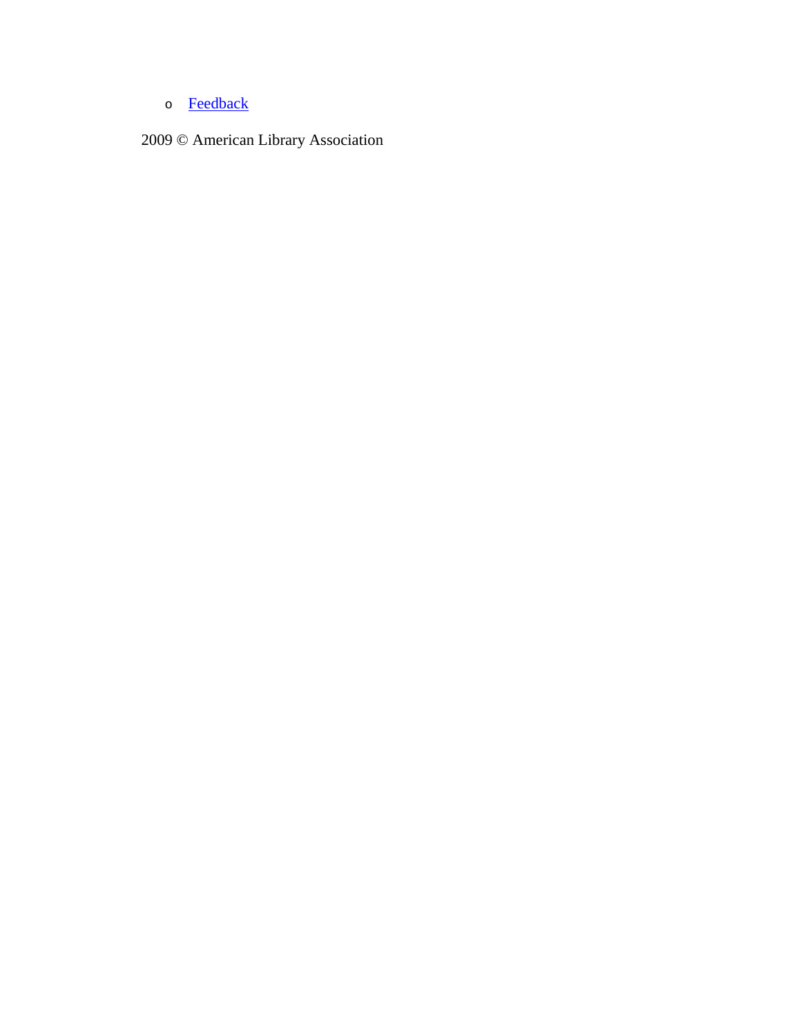- Feedback

2009 © American Library Association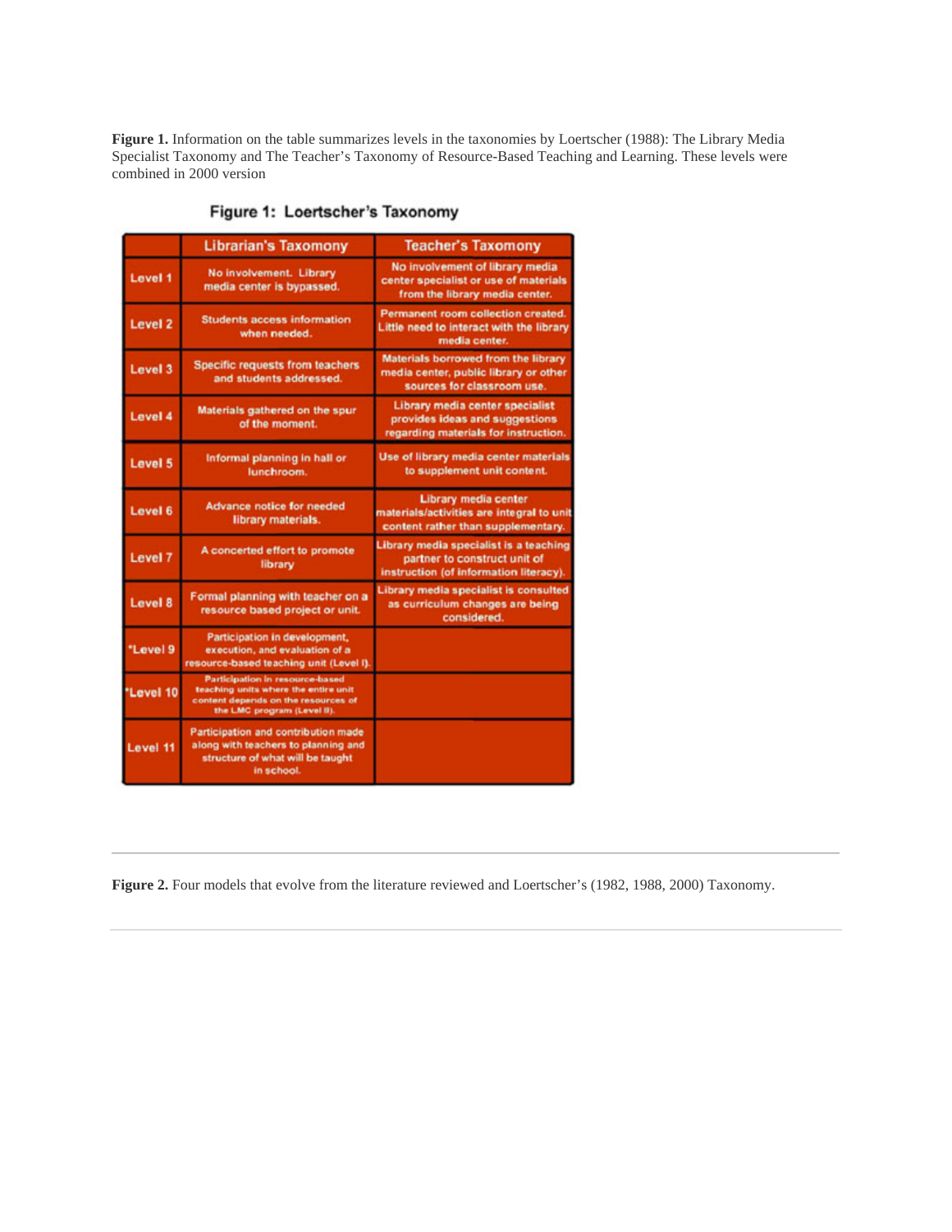**Figure 1.** Information on the table summarizes levels in the taxonomies by Loertscher (1988): The Library Media Specialist Taxonomy and The Teacher's Taxonomy of Resource-Based Teaching and Learning. These levels were combined in 2000 version

**Figure 1: Loertscher's Taxonomy**

| | Librarian's Taxomony | Teacher's Taxomony |
|---|---|---|
| Level 1 | No involvement. Library media center is bypassed. | No involvement of library media center specialist or use of materials from the library media center. |
| Level 2 | Students access information when needed. | Permanent room collection created. Little need to interact with the library media center. |
| Level 3 | Specific requests from teachers and students addressed. | Materials borrowed from the library media center, public library or other sources for classroom use. |
| Level 4 | Materials gathered on the spur of the moment. | Library media center specialist provides ideas and suggestions regarding materials for instruction. |
| Level 5 | Informal planning in hall or lunchroom. | Use of library media center materials to supplement unit content. |
| Level 6 | Advance notice for needed library materials. | Library media center materials/activities are integral to unit content rather than supplementary. |
| Level 7 | A concerted effort to promote library | Library media specialist is a teaching partner to construct unit of instruction (of information literacy). |
| Level 8 | Formal planning with teacher on a resource based project or unit. | Library media specialist is consulted as curriculum changes are being considered. |
| *Level 9 | Participation in development, execution, and evaluation of a resource-based teaching unit (Level I). | |
| *Level 10 | Participation in resource-based teaching units where the entire unit content depends on the resources of the LMC program (Level II). | |
| Level 11 | Participation and contribution made along with teachers to planning and structure of what will be taught in school. | |

---

**Figure 2.** Four models that evolve from the literature reviewed and Loertscher's (1982, 1988, 2000) Taxonomy.

---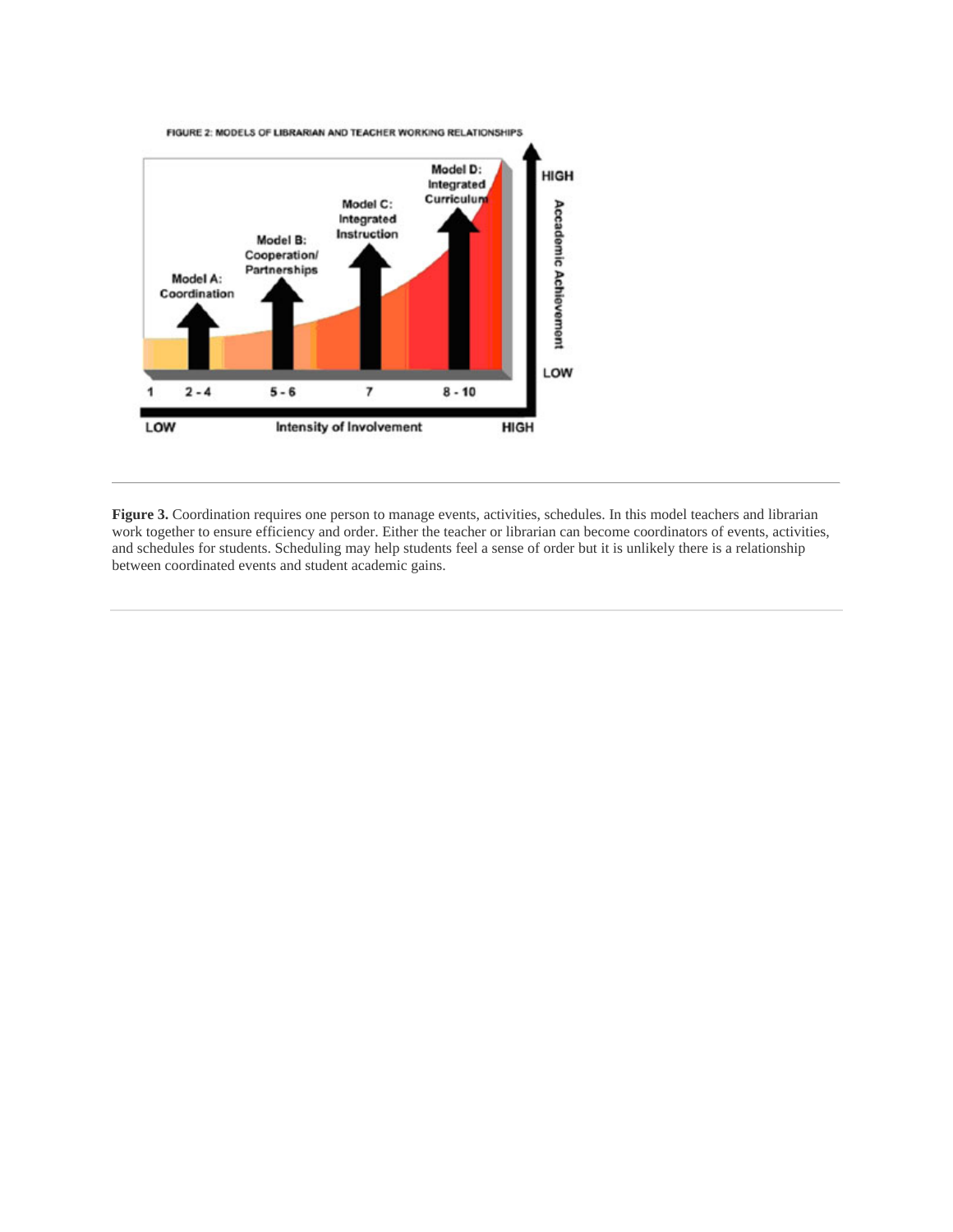FIGURE 2: MODELS OF LIBRARIAN AND TEACHER WORKING RELATIONSHIPS

**Figure 3.** Coordination requires one person to manage events, activities, schedules. In this model teachers and librarian work together to ensure efficiency and order. Either the teacher or librarian can become coordinators of events, activities, and schedules for students. Scheduling may help students feel a sense of order but it is unlikely there is a relationship between coordinated events and student academic gains.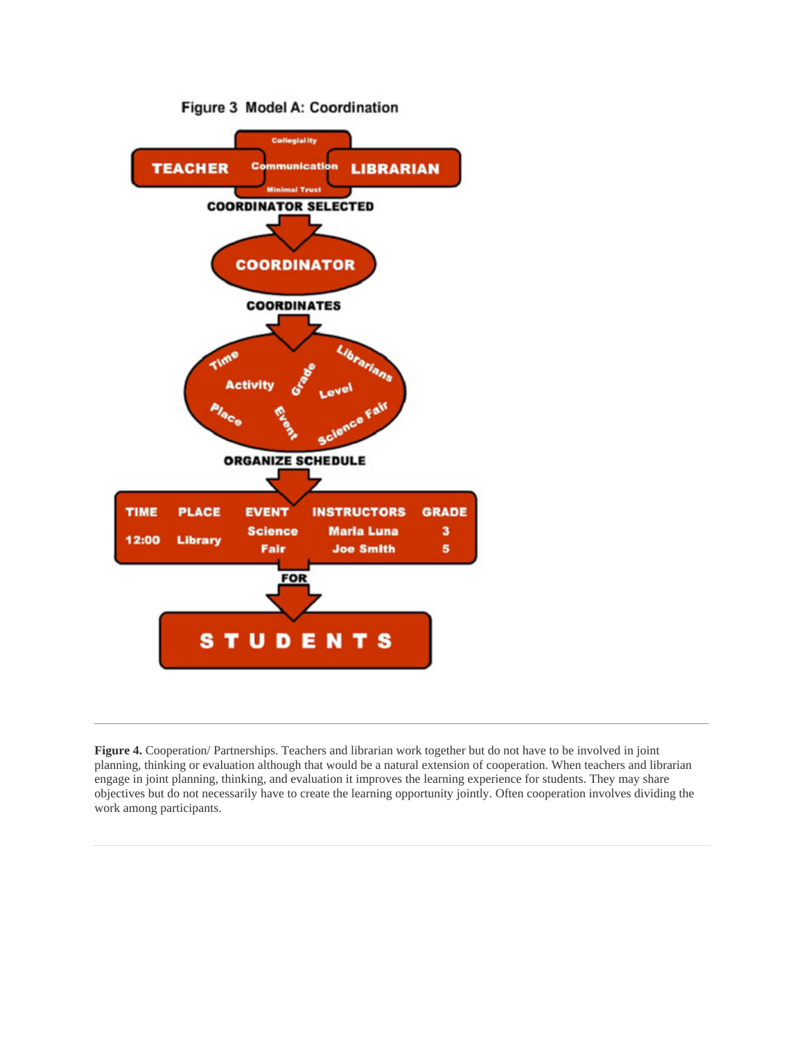Figure 3 Model A: Coordination

TEACHER — Collegiality / Communication / Minimal Trust — LIBRARIAN

COORDINATOR SELECTED

COORDINATOR

COORDINATES

Time, Activity, Grade, Librarians, Level, Place, Event, Science Fair

ORGANIZE SCHEDULE

| TIME | PLACE | EVENT | INSTRUCTORS | GRADE |
|---|---|---|---|---|
| 12:00 | Library | Science Fair | Maria Luna<br>Joe Smith | 3<br>5 |

FOR

STUDENTS

---

**Figure 4.** Cooperation/ Partnerships. Teachers and librarian work together but do not have to be involved in joint planning, thinking or evaluation although that would be a natural extension of cooperation. When teachers and librarian engage in joint planning, thinking, and evaluation it improves the learning experience for students. They may share objectives but do not necessarily have to create the learning opportunity jointly. Often cooperation involves dividing the work among participants.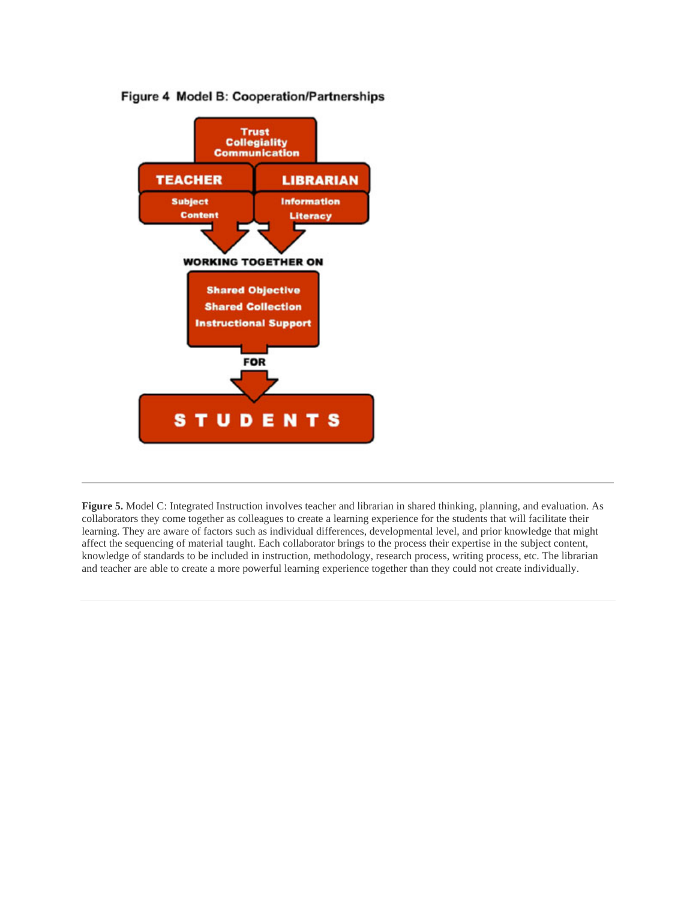Figure 4 Model B: Cooperation/Partnerships

Trust
Collegiality
Communication

TEACHER | LIBRARIAN

Subject Content | Information Literacy

WORKING TOGETHER ON

Shared Objective
Shared Collection
Instructional Support

FOR

STUDENTS

---

**Figure 5.** Model C: Integrated Instruction involves teacher and librarian in shared thinking, planning, and evaluation. As collaborators they come together as colleagues to create a learning experience for the students that will facilitate their learning. They are aware of factors such as individual differences, developmental level, and prior knowledge that might affect the sequencing of material taught. Each collaborator brings to the process their expertise in the subject content, knowledge of standards to be included in instruction, methodology, research process, writing process, etc. The librarian and teacher are able to create a more powerful learning experience together than they could not create individually.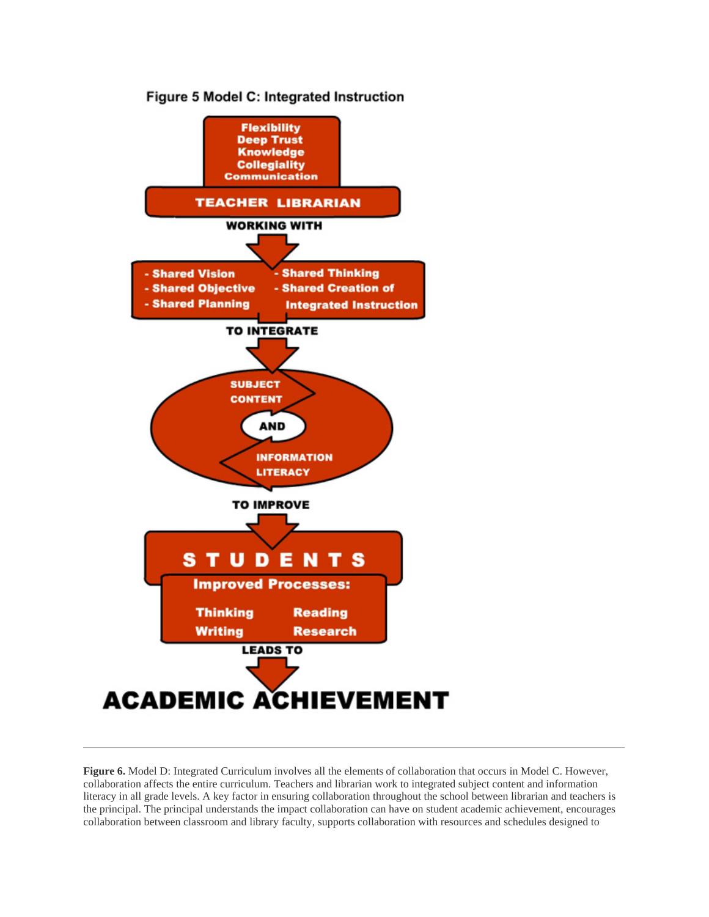Figure 5 Model C: Integrated Instruction

Flexibility
Deep Trust
Knowledge
Collegiality
Communication

TEACHER LIBRARIAN

WORKING WITH

- Shared Vision
- Shared Objective
- Shared Planning
- Shared Thinking
- Shared Creation of Integrated Instruction

TO INTEGRATE

SUBJECT CONTENT AND INFORMATION LITERACY

TO IMPROVE

STUDENTS

Improved Processes:

Thinking
Reading
Writing
Research

LEADS TO

ACADEMIC ACHIEVEMENT

---

**Figure 6.** Model D: Integrated Curriculum involves all the elements of collaboration that occurs in Model C. However, collaboration affects the entire curriculum. Teachers and librarian work to integrated subject content and information literacy in all grade levels. A key factor in ensuring collaboration throughout the school between librarian and teachers is the principal. The principal understands the impact collaboration can have on student academic achievement, encourages collaboration between classroom and library faculty, supports collaboration with resources and schedules designed to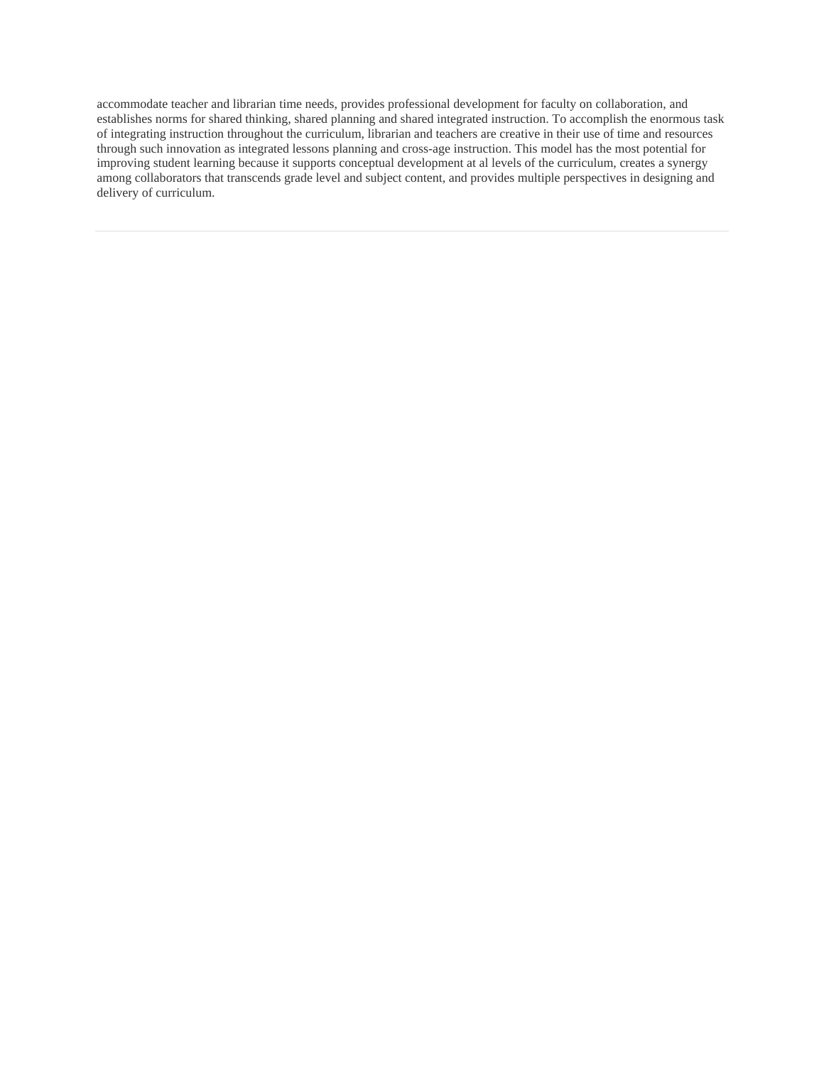accommodate teacher and librarian time needs, provides professional development for faculty on collaboration, and establishes norms for shared thinking, shared planning and shared integrated instruction. To accomplish the enormous task of integrating instruction throughout the curriculum, librarian and teachers are creative in their use of time and resources through such innovation as integrated lessons planning and cross-age instruction. This model has the most potential for improving student learning because it supports conceptual development at al levels of the curriculum, creates a synergy among collaborators that transcends grade level and subject content, and provides multiple perspectives in designing and delivery of curriculum.

---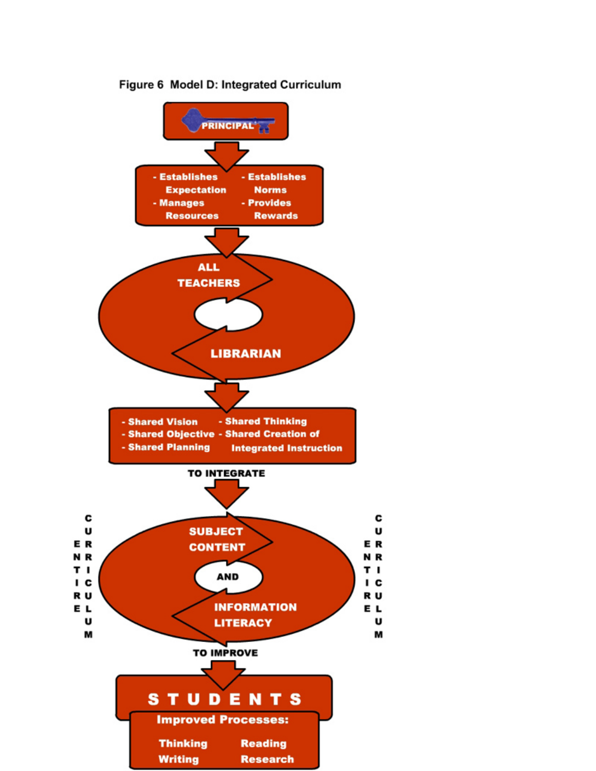Figure 6 Model D: Integrated Curriculum

PRINCIPAL

- Establishes Expectation
- Manages Resources
- Establishes Norms
- Provides Rewards

ALL TEACHERS

LIBRARIAN

- Shared Vision
- Shared Objective
- Shared Planning
- Shared Thinking
- Shared Creation of Integrated Instruction

TO INTEGRATE

ENTIRE CURRICULUM

SUBJECT CONTENT

AND

INFORMATION LITERACY

ENTIRE CURRICULUM

TO IMPROVE

STUDENTS

Improved Processes:

Thinking

Reading

Writing

Research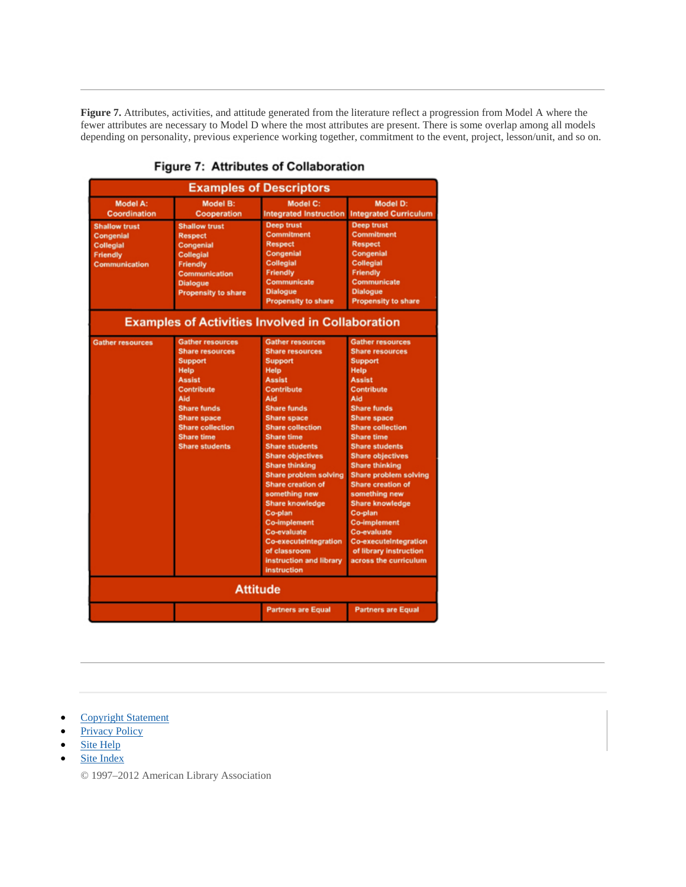**Figure 7.** Attributes, activities, and attitude generated from the literature reflect a progression from Model A where the fewer attributes are necessary to Model D where the most attributes are present. There is some overlap among all models depending on personality, previous experience working together, commitment to the event, project, lesson/unit, and so on.

**Figure 7: Attributes of Collaboration**

| Model A: Coordination | Model B: Cooperation | Model C: Integrated Instruction | Model D: Integrated Curriculum |
|---|---|---|---|
| **Examples of Descriptors** | | | |
| Shallow trust<br>Congenial<br>Collegial<br>Friendly<br>Communication | Shallow trust<br>Respect<br>Congenial<br>Collegial<br>Friendly<br>Communication<br>Dialogue<br>Propensity to share | Deep trust<br>Commitment<br>Respect<br>Congenial<br>Collegial<br>Friendly<br>Communicate<br>Dialogue<br>Propensity to share | Deep trust<br>Commitment<br>Respect<br>Congenial<br>Collegial<br>Friendly<br>Communicate<br>Dialogue<br>Propensity to share |
| **Examples of Activities Involved in Collaboration** | | | |
| Gather resources | Gather resources<br>Share resources<br>Support<br>Help<br>Assist<br>Contribute<br>Aid<br>Share funds<br>Share space<br>Share collection<br>Share time<br>Share students | Gather resources<br>Share resources<br>Support<br>Help<br>Assist<br>Contribute<br>Aid<br>Share funds<br>Share space<br>Share collection<br>Share time<br>Share students<br>Share objectives<br>Share thinking<br>Share problem solving<br>Share creation of something new<br>Share knowledge<br>Co-plan<br>Co-implement<br>Co-evaluate<br>Co-executeIntegration of classroom instruction and library instruction | Gather resources<br>Share resources<br>Support<br>Help<br>Assist<br>Contribute<br>Aid<br>Share funds<br>Share space<br>Share collection<br>Share time<br>Share students<br>Share objectives<br>Share thinking<br>Share problem solving<br>Share creation of something new<br>Share knowledge<br>Co-plan<br>Co-implement<br>Co-evaluate<br>Co-executeIntegration of library instruction across the curriculum |
| **Attitude** | | | |
| | | Partners are Equal | Partners are Equal |

- Copyright Statement
- Privacy Policy
- Site Help
- Site Index

© 1997–2012 American Library Association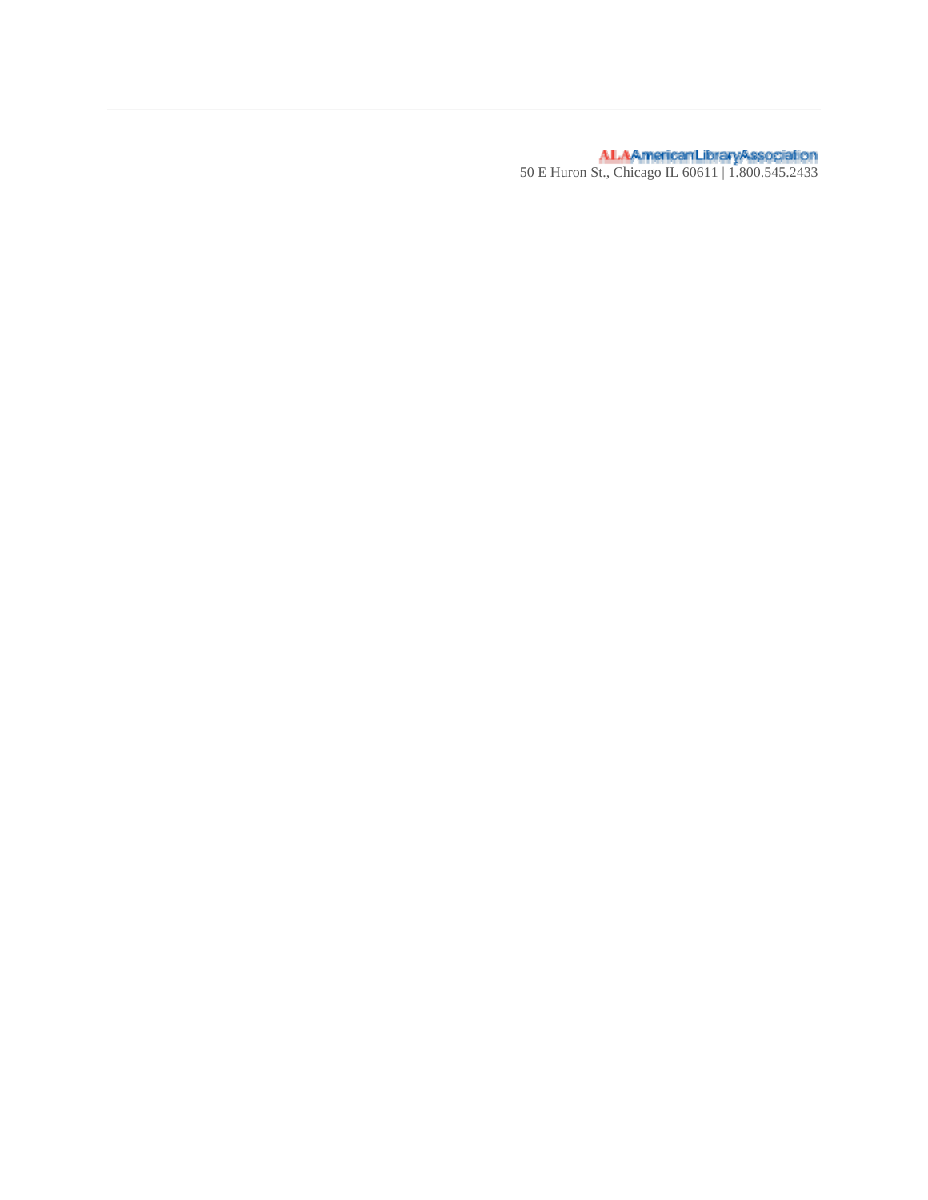ALA American Library Association

50 E Huron St., Chicago IL 60611 | 1.800.545.2433